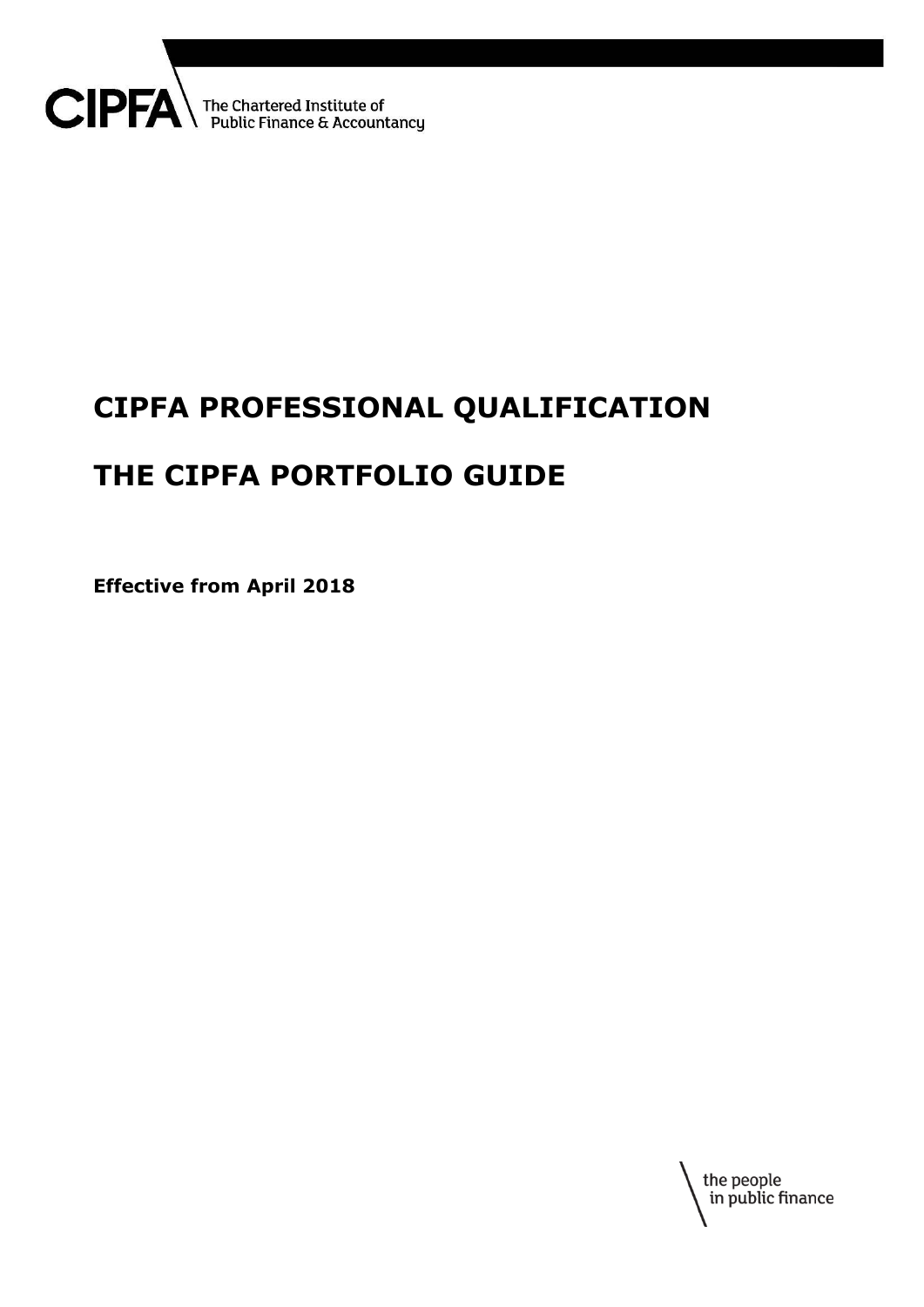CIPFA The Chartered Institute of Public Finance & Accountancy

# CIPFA PROFESSIONAL QUALIFICATION

# THE CIPFA PORTFOLIO GUIDE

**Effective from April 2018**

the people in public finance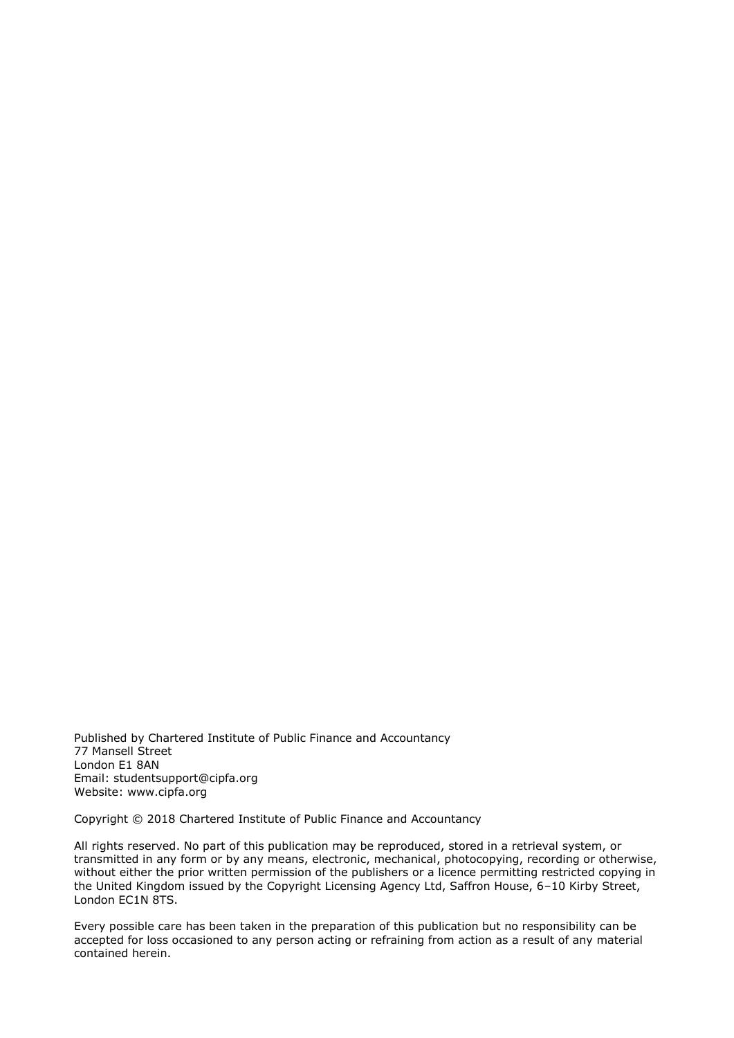Published by Chartered Institute of Public Finance and Accountancy
77 Mansell Street
London E1 8AN
Email: studentsupport@cipfa.org
Website: www.cipfa.org

Copyright © 2018 Chartered Institute of Public Finance and Accountancy

All rights reserved. No part of this publication may be reproduced, stored in a retrieval system, or transmitted in any form or by any means, electronic, mechanical, photocopying, recording or otherwise, without either the prior written permission of the publishers or a licence permitting restricted copying in the United Kingdom issued by the Copyright Licensing Agency Ltd, Saffron House, 6–10 Kirby Street, London EC1N 8TS.

Every possible care has been taken in the preparation of this publication but no responsibility can be accepted for loss occasioned to any person acting or refraining from action as a result of any material contained herein.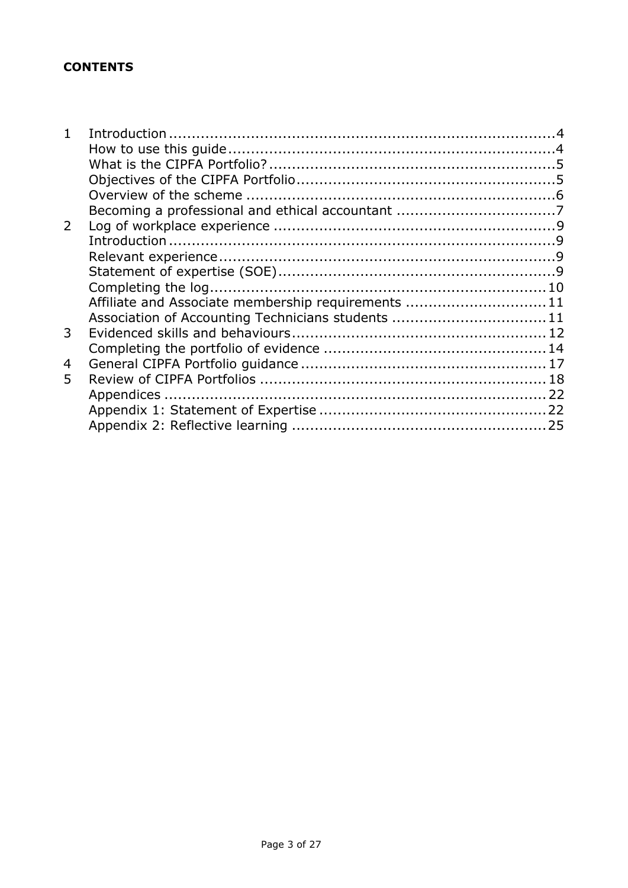**CONTENTS**

| | | |
|---|---|---|
| 1 | Introduction | 4 |
| | How to use this guide | 4 |
| | What is the CIPFA Portfolio? | 5 |
| | Objectives of the CIPFA Portfolio | 5 |
| | Overview of the scheme | 6 |
| | Becoming a professional and ethical accountant | 7 |
| 2 | Log of workplace experience | 9 |
| | Introduction | 9 |
| | Relevant experience | 9 |
| | Statement of expertise (SOE) | 9 |
| | Completing the log | 10 |
| | Affiliate and Associate membership requirements | 11 |
| | Association of Accounting Technicians students | 11 |
| 3 | Evidenced skills and behaviours | 12 |
| | Completing the portfolio of evidence | 14 |
| 4 | General CIPFA Portfolio guidance | 17 |
| 5 | Review of CIPFA Portfolios | 18 |
| | Appendices | 22 |
| | Appendix 1: Statement of Expertise | 22 |
| | Appendix 2: Reflective learning | 25 |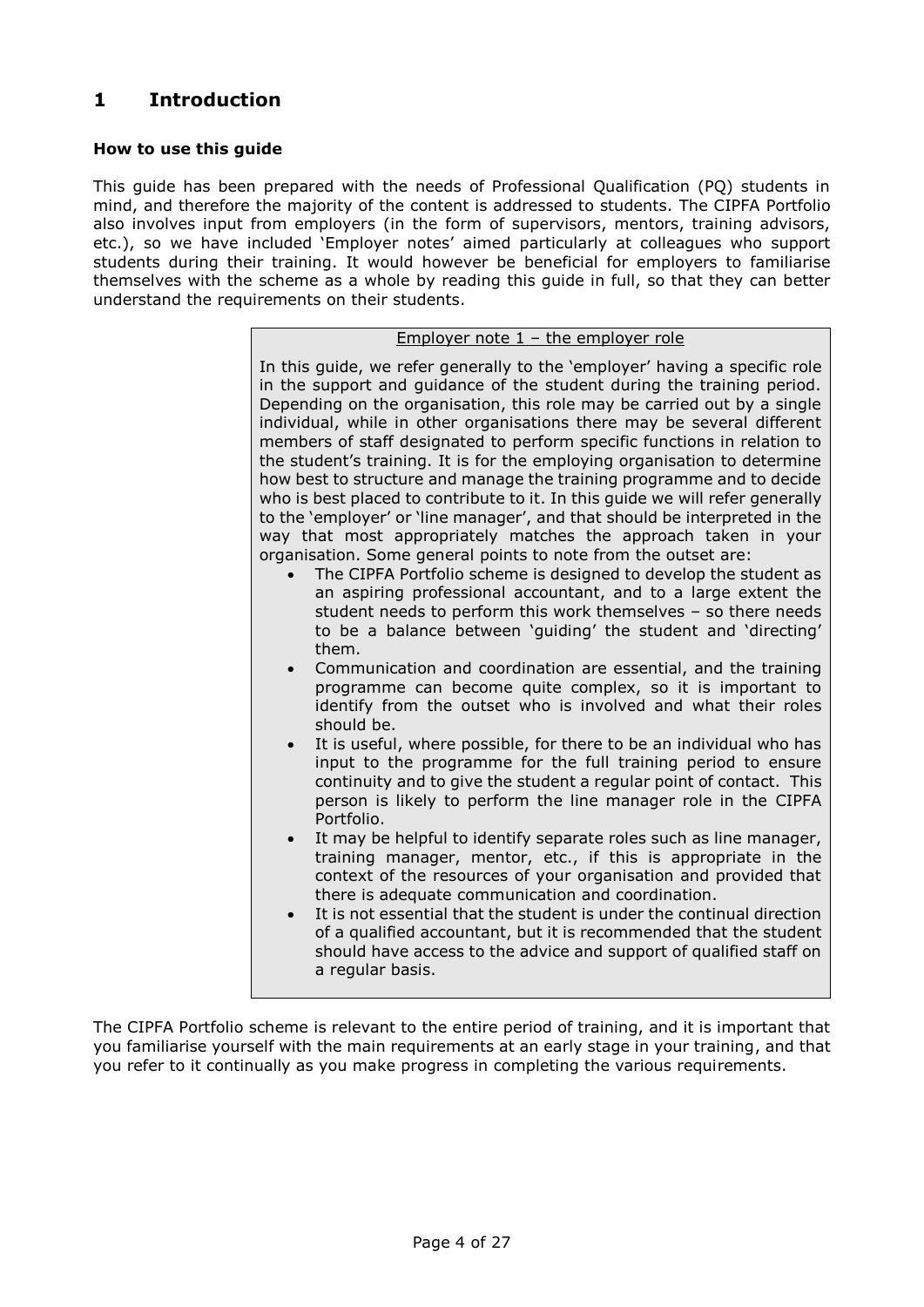# 1 Introduction

**How to use this guide**

This guide has been prepared with the needs of Professional Qualification (PQ) students in mind, and therefore the majority of the content is addressed to students. The CIPFA Portfolio also involves input from employers (in the form of supervisors, mentors, training advisors, etc.), so we have included 'Employer notes' aimed particularly at colleagues who support students during their training. It would however be beneficial for employers to familiarise themselves with the scheme as a whole by reading this guide in full, so that they can better understand the requirements on their students.

> Employer note 1 – the employer role
>
> In this guide, we refer generally to the 'employer' having a specific role in the support and guidance of the student during the training period. Depending on the organisation, this role may be carried out by a single individual, while in other organisations there may be several different members of staff designated to perform specific functions in relation to the student's training. It is for the employing organisation to determine how best to structure and manage the training programme and to decide who is best placed to contribute to it. In this guide we will refer generally to the 'employer' or 'line manager', and that should be interpreted in the way that most appropriately matches the approach taken in your organisation. Some general points to note from the outset are:
>
> - The CIPFA Portfolio scheme is designed to develop the student as an aspiring professional accountant, and to a large extent the student needs to perform this work themselves – so there needs to be a balance between 'guiding' the student and 'directing' them.
> - Communication and coordination are essential, and the training programme can become quite complex, so it is important to identify from the outset who is involved and what their roles should be.
> - It is useful, where possible, for there to be an individual who has input to the programme for the full training period to ensure continuity and to give the student a regular point of contact. This person is likely to perform the line manager role in the CIPFA Portfolio.
> - It may be helpful to identify separate roles such as line manager, training manager, mentor, etc., if this is appropriate in the context of the resources of your organisation and provided that there is adequate communication and coordination.
> - It is not essential that the student is under the continual direction of a qualified accountant, but it is recommended that the student should have access to the advice and support of qualified staff on a regular basis.

The CIPFA Portfolio scheme is relevant to the entire period of training, and it is important that you familiarise yourself with the main requirements at an early stage in your training, and that you refer to it continually as you make progress in completing the various requirements.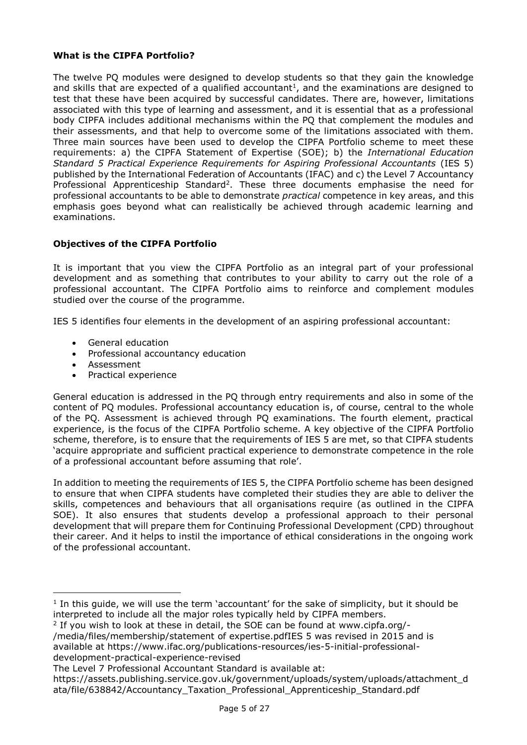**What is the CIPFA Portfolio?**

The twelve PQ modules were designed to develop students so that they gain the knowledge and skills that are expected of a qualified accountant[1], and the examinations are designed to test that these have been acquired by successful candidates. There are, however, limitations associated with this type of learning and assessment, and it is essential that as a professional body CIPFA includes additional mechanisms within the PQ that complement the modules and their assessments, and that help to overcome some of the limitations associated with them. Three main sources have been used to develop the CIPFA Portfolio scheme to meet these requirements: a) the CIPFA Statement of Expertise (SOE); b) the *International Education Standard 5 Practical Experience Requirements for Aspiring Professional Accountants* (IES 5) published by the International Federation of Accountants (IFAC) and c) the Level 7 Accountancy Professional Apprenticeship Standard[2]. These three documents emphasise the need for professional accountants to be able to demonstrate *practical* competence in key areas, and this emphasis goes beyond what can realistically be achieved through academic learning and examinations.

**Objectives of the CIPFA Portfolio**

It is important that you view the CIPFA Portfolio as an integral part of your professional development and as something that contributes to your ability to carry out the role of a professional accountant. The CIPFA Portfolio aims to reinforce and complement modules studied over the course of the programme.

IES 5 identifies four elements in the development of an aspiring professional accountant:

- General education
- Professional accountancy education
- Assessment
- Practical experience

General education is addressed in the PQ through entry requirements and also in some of the content of PQ modules. Professional accountancy education is, of course, central to the whole of the PQ. Assessment is achieved through PQ examinations. The fourth element, practical experience, is the focus of the CIPFA Portfolio scheme. A key objective of the CIPFA Portfolio scheme, therefore, is to ensure that the requirements of IES 5 are met, so that CIPFA students 'acquire appropriate and sufficient practical experience to demonstrate competence in the role of a professional accountant before assuming that role'.

In addition to meeting the requirements of IES 5, the CIPFA Portfolio scheme has been designed to ensure that when CIPFA students have completed their studies they are able to deliver the skills, competences and behaviours that all organisations require (as outlined in the CIPFA SOE). It also ensures that students develop a professional approach to their personal development that will prepare them for Continuing Professional Development (CPD) throughout their career. And it helps to instil the importance of ethical considerations in the ongoing work of the professional accountant.

---

[1] In this guide, we will use the term 'accountant' for the sake of simplicity, but it should be interpreted to include all the major roles typically held by CIPFA members.

[2] If you wish to look at these in detail, the SOE can be found at www.cipfa.org/-/media/files/membership/statement of expertise.pdfIES 5 was revised in 2015 and is available at https://www.ifac.org/publications-resources/ies-5-initial-professional-development-practical-experience-revised

The Level 7 Professional Accountant Standard is available at:
https://assets.publishing.service.gov.uk/government/uploads/system/uploads/attachment_data/file/638842/Accountancy_Taxation_Professional_Apprenticeship_Standard.pdf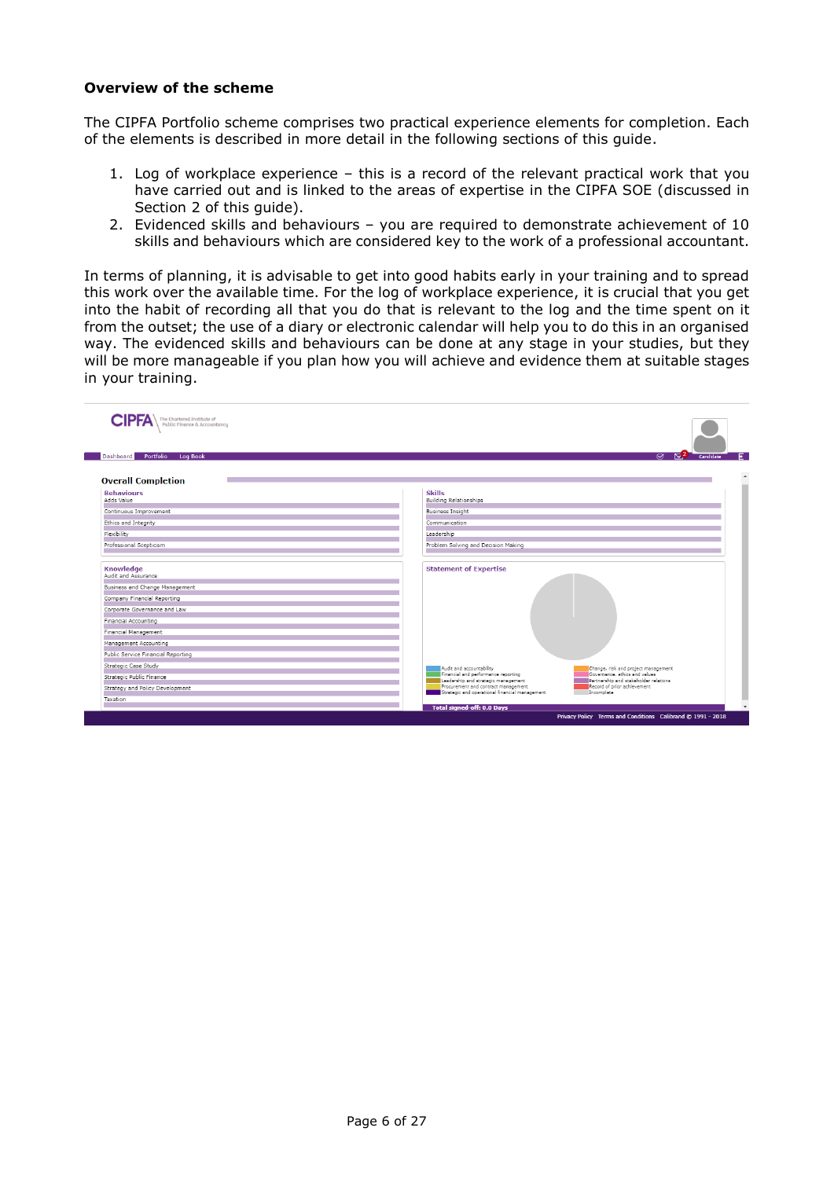### Overview of the scheme

The CIPFA Portfolio scheme comprises two practical experience elements for completion. Each of the elements is described in more detail in the following sections of this guide.

1. Log of workplace experience – this is a record of the relevant practical work that you have carried out and is linked to the areas of expertise in the CIPFA SOE (discussed in Section 2 of this guide).
2. Evidenced skills and behaviours – you are required to demonstrate achievement of 10 skills and behaviours which are considered key to the work of a professional accountant.

In terms of planning, it is advisable to get into good habits early in your training and to spread this work over the available time. For the log of workplace experience, it is crucial that you get into the habit of recording all that you do that is relevant to the log and the time spent on it from the outset; the use of a diary or electronic calendar will help you to do this in an organised way. The evidenced skills and behaviours can be done at any stage in your studies, but they will be more manageable if you plan how you will achieve and evidence them at suitable stages in your training.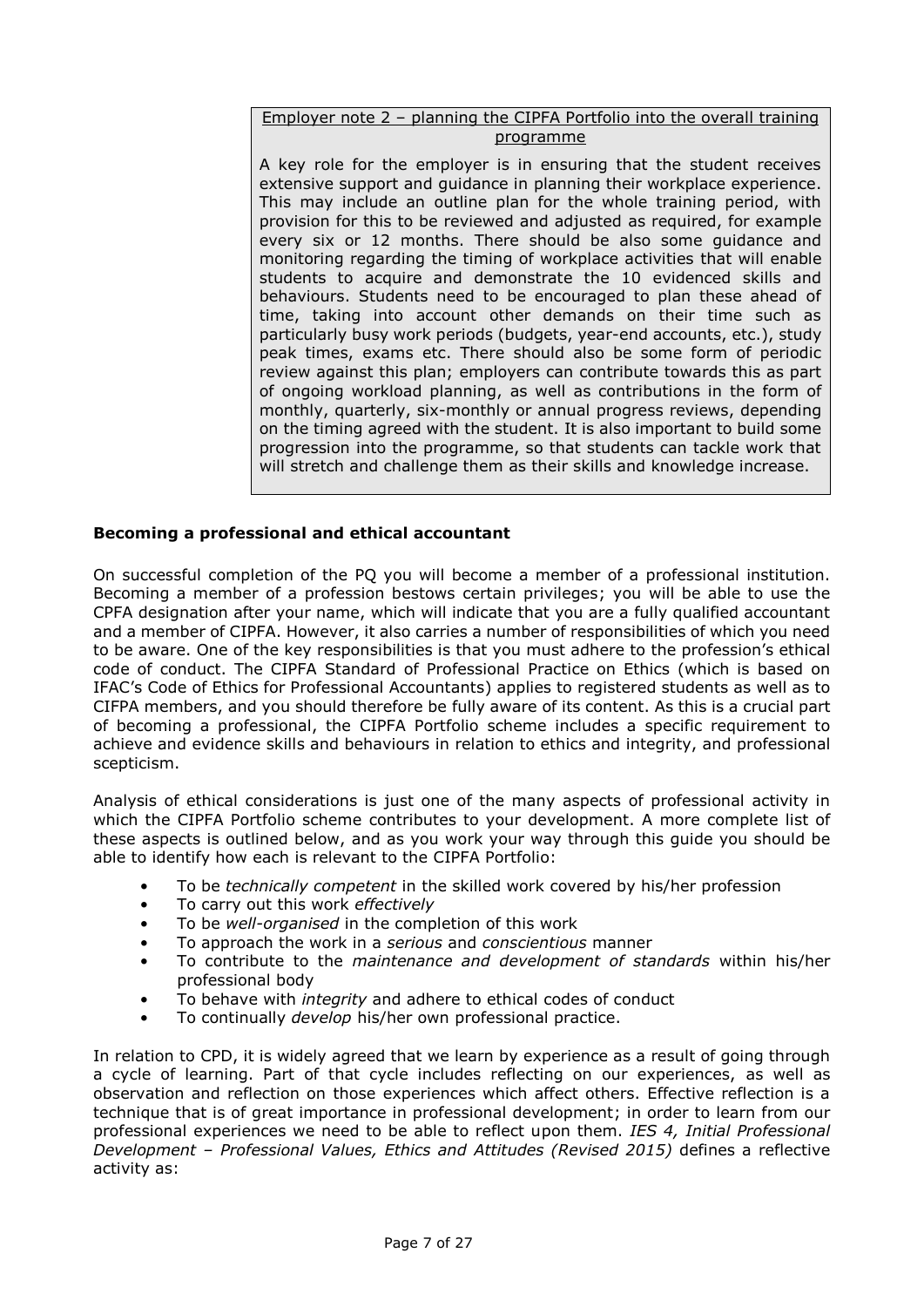> Employer note 2 – planning the CIPFA Portfolio into the overall training programme
>
> A key role for the employer is in ensuring that the student receives extensive support and guidance in planning their workplace experience. This may include an outline plan for the whole training period, with provision for this to be reviewed and adjusted as required, for example every six or 12 months. There should be also some guidance and monitoring regarding the timing of workplace activities that will enable students to acquire and demonstrate the 10 evidenced skills and behaviours. Students need to be encouraged to plan these ahead of time, taking into account other demands on their time such as particularly busy work periods (budgets, year-end accounts, etc.), study peak times, exams etc. There should also be some form of periodic review against this plan; employers can contribute towards this as part of ongoing workload planning, as well as contributions in the form of monthly, quarterly, six-monthly or annual progress reviews, depending on the timing agreed with the student. It is also important to build some progression into the programme, so that students can tackle work that will stretch and challenge them as their skills and knowledge increase.

**Becoming a professional and ethical accountant**

On successful completion of the PQ you will become a member of a professional institution. Becoming a member of a profession bestows certain privileges; you will be able to use the CPFA designation after your name, which will indicate that you are a fully qualified accountant and a member of CIPFA. However, it also carries a number of responsibilities of which you need to be aware. One of the key responsibilities is that you must adhere to the profession's ethical code of conduct. The CIPFA Standard of Professional Practice on Ethics (which is based on IFAC's Code of Ethics for Professional Accountants) applies to registered students as well as to CIFPA members, and you should therefore be fully aware of its content. As this is a crucial part of becoming a professional, the CIPFA Portfolio scheme includes a specific requirement to achieve and evidence skills and behaviours in relation to ethics and integrity, and professional scepticism.

Analysis of ethical considerations is just one of the many aspects of professional activity in which the CIPFA Portfolio scheme contributes to your development. A more complete list of these aspects is outlined below, and as you work your way through this guide you should be able to identify how each is relevant to the CIPFA Portfolio:

- To be *technically competent* in the skilled work covered by his/her profession
- To carry out this work *effectively*
- To be *well-organised* in the completion of this work
- To approach the work in a *serious* and *conscientious* manner
- To contribute to the *maintenance and development of standards* within his/her professional body
- To behave with *integrity* and adhere to ethical codes of conduct
- To continually *develop* his/her own professional practice.

In relation to CPD, it is widely agreed that we learn by experience as a result of going through a cycle of learning. Part of that cycle includes reflecting on our experiences, as well as observation and reflection on those experiences which affect others. Effective reflection is a technique that is of great importance in professional development; in order to learn from our professional experiences we need to be able to reflect upon them. *IES 4, Initial Professional Development – Professional Values, Ethics and Attitudes (Revised 2015)* defines a reflective activity as: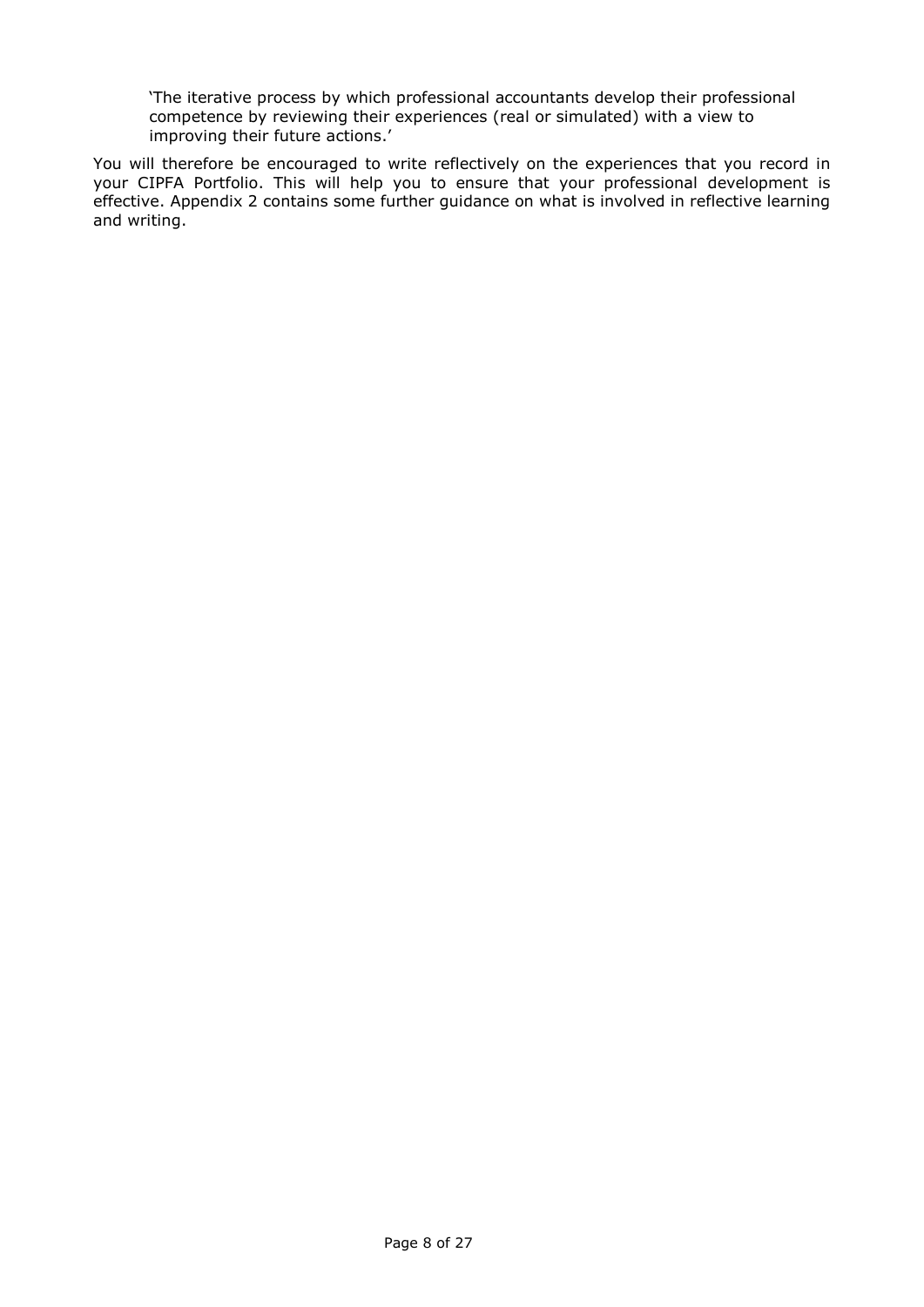> 'The iterative process by which professional accountants develop their professional competence by reviewing their experiences (real or simulated) with a view to improving their future actions.'

You will therefore be encouraged to write reflectively on the experiences that you record in your CIPFA Portfolio. This will help you to ensure that your professional development is effective. Appendix 2 contains some further guidance on what is involved in reflective learning and writing.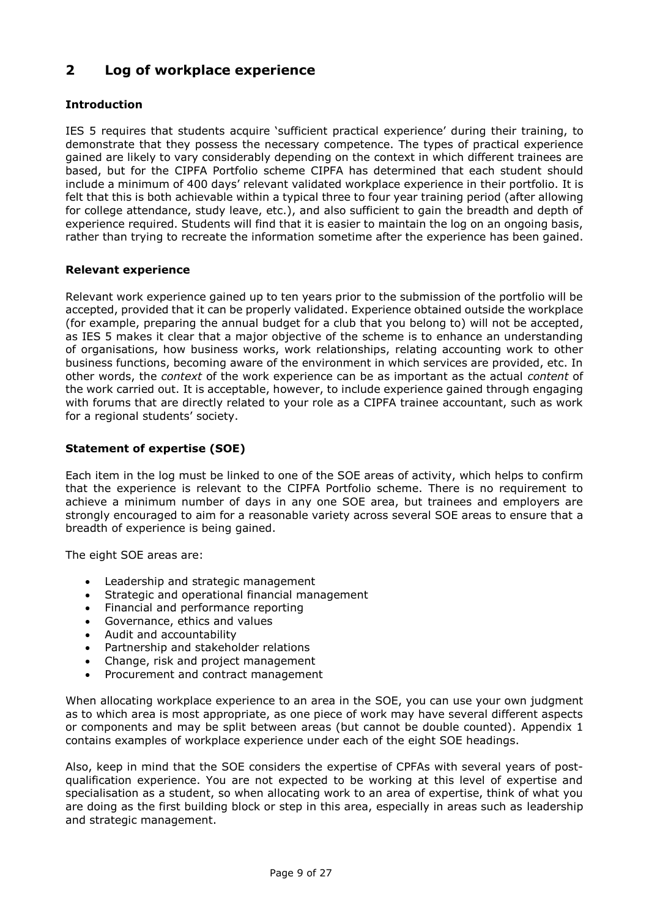## 2 Log of workplace experience

### Introduction

IES 5 requires that students acquire 'sufficient practical experience' during their training, to demonstrate that they possess the necessary competence. The types of practical experience gained are likely to vary considerably depending on the context in which different trainees are based, but for the CIPFA Portfolio scheme CIPFA has determined that each student should include a minimum of 400 days' relevant validated workplace experience in their portfolio. It is felt that this is both achievable within a typical three to four year training period (after allowing for college attendance, study leave, etc.), and also sufficient to gain the breadth and depth of experience required. Students will find that it is easier to maintain the log on an ongoing basis, rather than trying to recreate the information sometime after the experience has been gained.

### Relevant experience

Relevant work experience gained up to ten years prior to the submission of the portfolio will be accepted, provided that it can be properly validated. Experience obtained outside the workplace (for example, preparing the annual budget for a club that you belong to) will not be accepted, as IES 5 makes it clear that a major objective of the scheme is to enhance an understanding of organisations, how business works, work relationships, relating accounting work to other business functions, becoming aware of the environment in which services are provided, etc. In other words, the *context* of the work experience can be as important as the actual *content* of the work carried out. It is acceptable, however, to include experience gained through engaging with forums that are directly related to your role as a CIPFA trainee accountant, such as work for a regional students' society.

### Statement of expertise (SOE)

Each item in the log must be linked to one of the SOE areas of activity, which helps to confirm that the experience is relevant to the CIPFA Portfolio scheme. There is no requirement to achieve a minimum number of days in any one SOE area, but trainees and employers are strongly encouraged to aim for a reasonable variety across several SOE areas to ensure that a breadth of experience is being gained.

The eight SOE areas are:

- Leadership and strategic management
- Strategic and operational financial management
- Financial and performance reporting
- Governance, ethics and values
- Audit and accountability
- Partnership and stakeholder relations
- Change, risk and project management
- Procurement and contract management

When allocating workplace experience to an area in the SOE, you can use your own judgment as to which area is most appropriate, as one piece of work may have several different aspects or components and may be split between areas (but cannot be double counted). Appendix 1 contains examples of workplace experience under each of the eight SOE headings.

Also, keep in mind that the SOE considers the expertise of CPFAs with several years of post-qualification experience. You are not expected to be working at this level of expertise and specialisation as a student, so when allocating work to an area of expertise, think of what you are doing as the first building block or step in this area, especially in areas such as leadership and strategic management.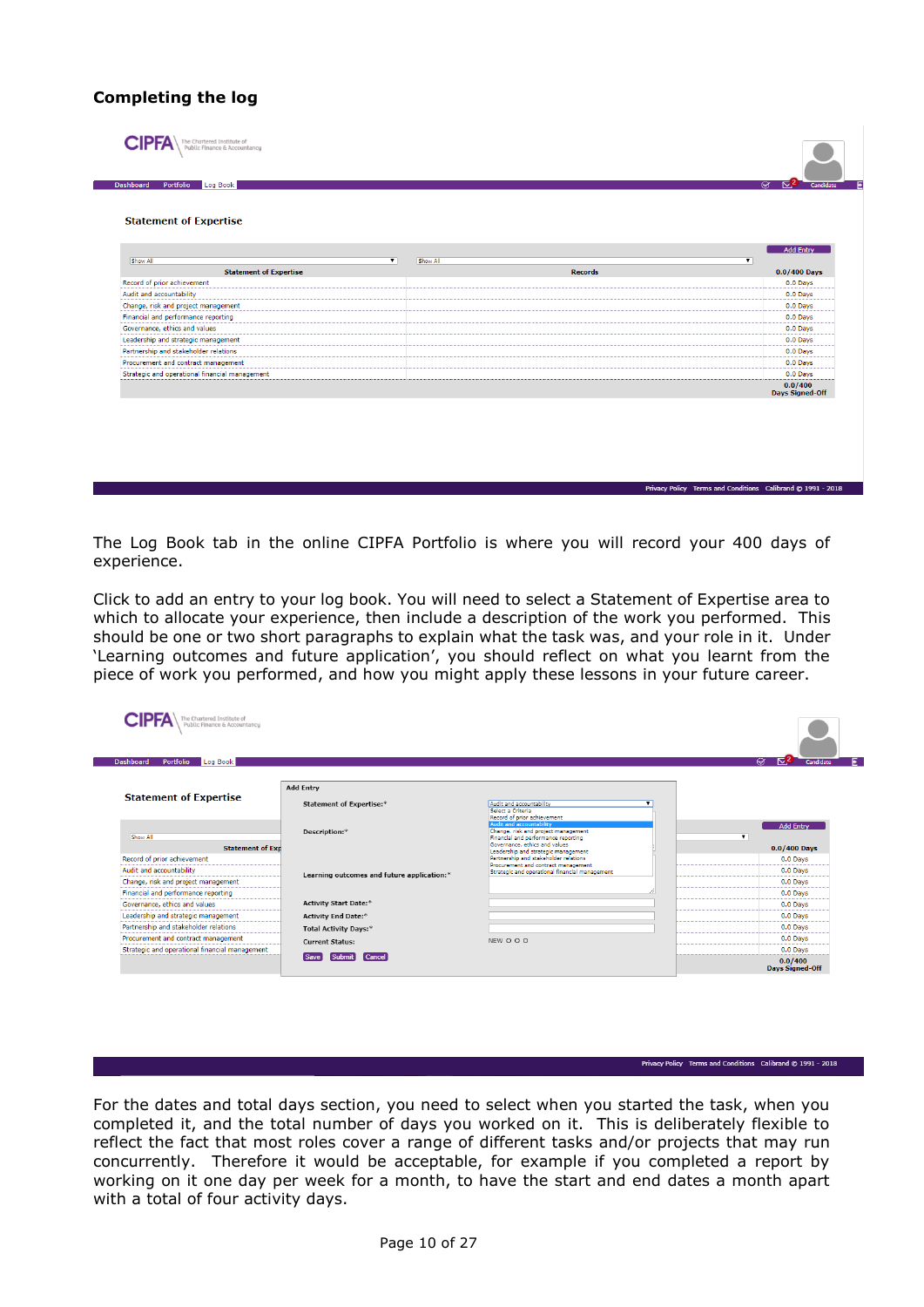## Completing the log

The Log Book tab in the online CIPFA Portfolio is where you will record your 400 days of experience.

Click to add an entry to your log book. You will need to select a Statement of Expertise area to which to allocate your experience, then include a description of the work you performed. This should be one or two short paragraphs to explain what the task was, and your role in it. Under 'Learning outcomes and future application', you should reflect on what you learnt from the piece of work you performed, and how you might apply these lessons in your future career.

For the dates and total days section, you need to select when you started the task, when you completed it, and the total number of days you worked on it. This is deliberately flexible to reflect the fact that most roles cover a range of different tasks and/or projects that may run concurrently. Therefore it would be acceptable, for example if you completed a report by working on it one day per week for a month, to have the start and end dates a month apart with a total of four activity days.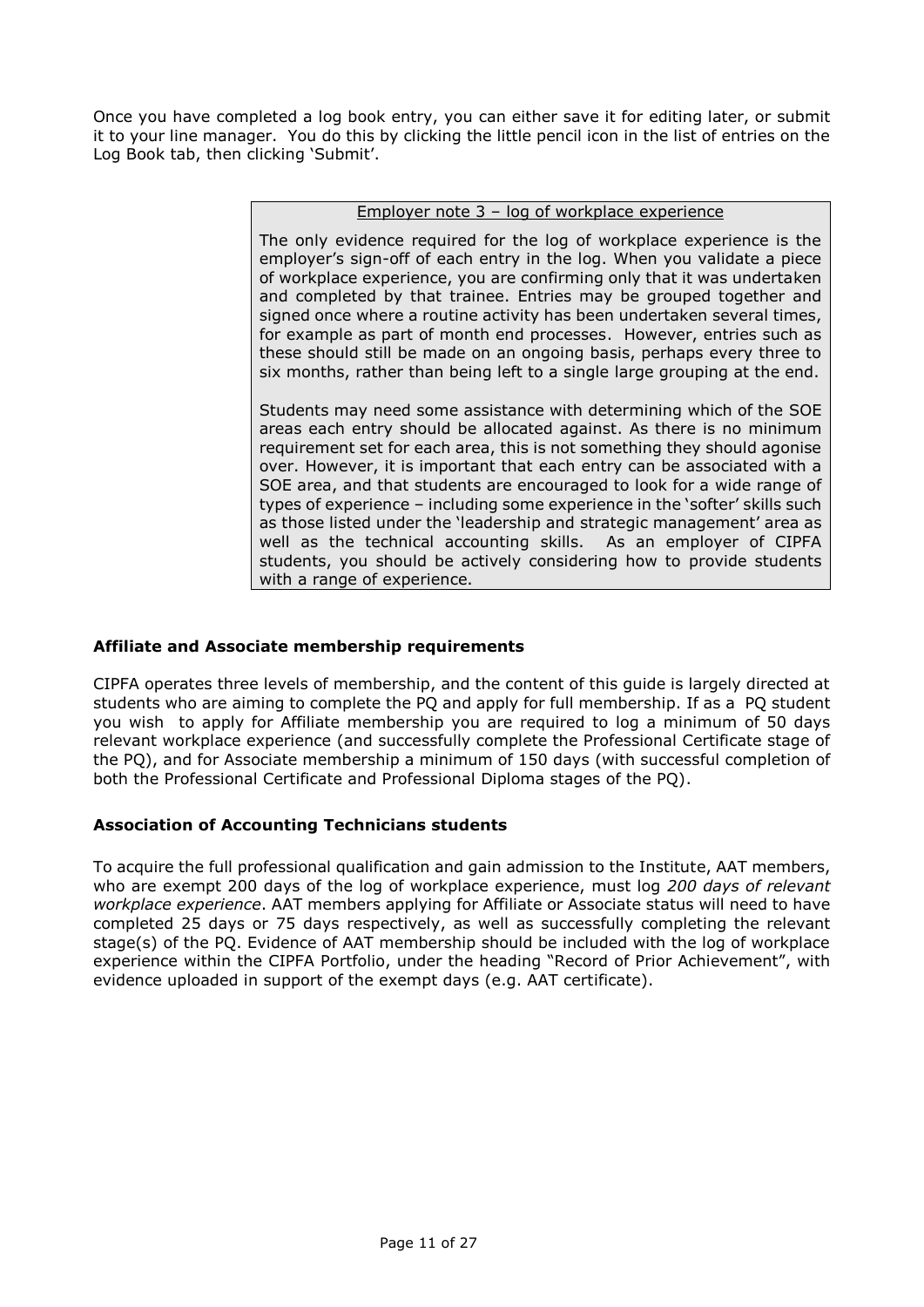Once you have completed a log book entry, you can either save it for editing later, or submit it to your line manager. You do this by clicking the little pencil icon in the list of entries on the Log Book tab, then clicking 'Submit'.

> Employer note 3 – log of workplace experience
>
> The only evidence required for the log of workplace experience is the employer's sign-off of each entry in the log. When you validate a piece of workplace experience, you are confirming only that it was undertaken and completed by that trainee. Entries may be grouped together and signed once where a routine activity has been undertaken several times, for example as part of month end processes. However, entries such as these should still be made on an ongoing basis, perhaps every three to six months, rather than being left to a single large grouping at the end.
>
> Students may need some assistance with determining which of the SOE areas each entry should be allocated against. As there is no minimum requirement set for each area, this is not something they should agonise over. However, it is important that each entry can be associated with a SOE area, and that students are encouraged to look for a wide range of types of experience – including some experience in the 'softer' skills such as those listed under the 'leadership and strategic management' area as well as the technical accounting skills. As an employer of CIPFA students, you should be actively considering how to provide students with a range of experience.

**Affiliate and Associate membership requirements**

CIPFA operates three levels of membership, and the content of this guide is largely directed at students who are aiming to complete the PQ and apply for full membership. If as a PQ student you wish to apply for Affiliate membership you are required to log a minimum of 50 days relevant workplace experience (and successfully complete the Professional Certificate stage of the PQ), and for Associate membership a minimum of 150 days (with successful completion of both the Professional Certificate and Professional Diploma stages of the PQ).

**Association of Accounting Technicians students**

To acquire the full professional qualification and gain admission to the Institute, AAT members, who are exempt 200 days of the log of workplace experience, must log *200 days of relevant workplace experience*. AAT members applying for Affiliate or Associate status will need to have completed 25 days or 75 days respectively, as well as successfully completing the relevant stage(s) of the PQ. Evidence of AAT membership should be included with the log of workplace experience within the CIPFA Portfolio, under the heading "Record of Prior Achievement", with evidence uploaded in support of the exempt days (e.g. AAT certificate).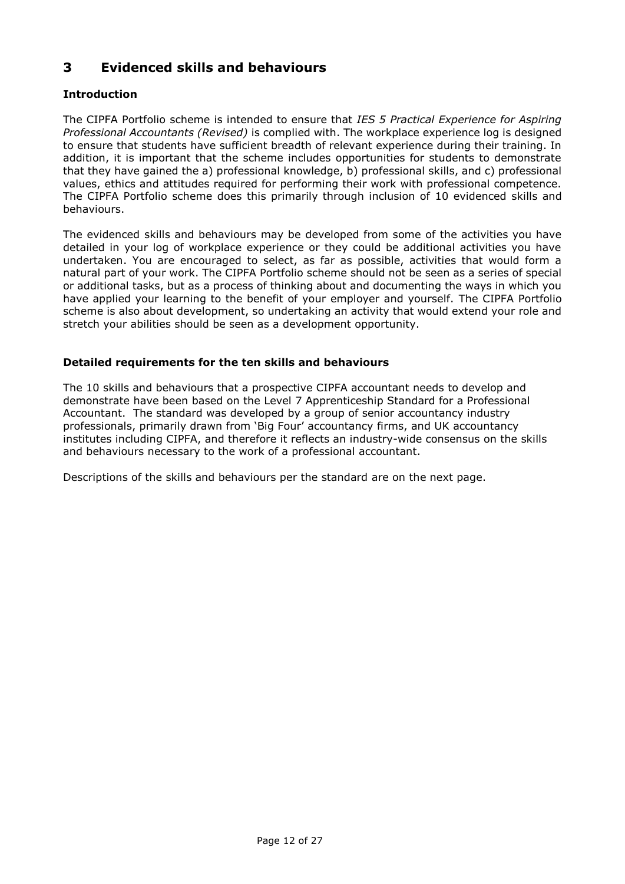## 3 Evidenced skills and behaviours

### Introduction

The CIPFA Portfolio scheme is intended to ensure that *IES 5 Practical Experience for Aspiring Professional Accountants (Revised)* is complied with. The workplace experience log is designed to ensure that students have sufficient breadth of relevant experience during their training. In addition, it is important that the scheme includes opportunities for students to demonstrate that they have gained the a) professional knowledge, b) professional skills, and c) professional values, ethics and attitudes required for performing their work with professional competence. The CIPFA Portfolio scheme does this primarily through inclusion of 10 evidenced skills and behaviours.

The evidenced skills and behaviours may be developed from some of the activities you have detailed in your log of workplace experience or they could be additional activities you have undertaken. You are encouraged to select, as far as possible, activities that would form a natural part of your work. The CIPFA Portfolio scheme should not be seen as a series of special or additional tasks, but as a process of thinking about and documenting the ways in which you have applied your learning to the benefit of your employer and yourself. The CIPFA Portfolio scheme is also about development, so undertaking an activity that would extend your role and stretch your abilities should be seen as a development opportunity.

### Detailed requirements for the ten skills and behaviours

The 10 skills and behaviours that a prospective CIPFA accountant needs to develop and demonstrate have been based on the Level 7 Apprenticeship Standard for a Professional Accountant. The standard was developed by a group of senior accountancy industry professionals, primarily drawn from 'Big Four' accountancy firms, and UK accountancy institutes including CIPFA, and therefore it reflects an industry-wide consensus on the skills and behaviours necessary to the work of a professional accountant.

Descriptions of the skills and behaviours per the standard are on the next page.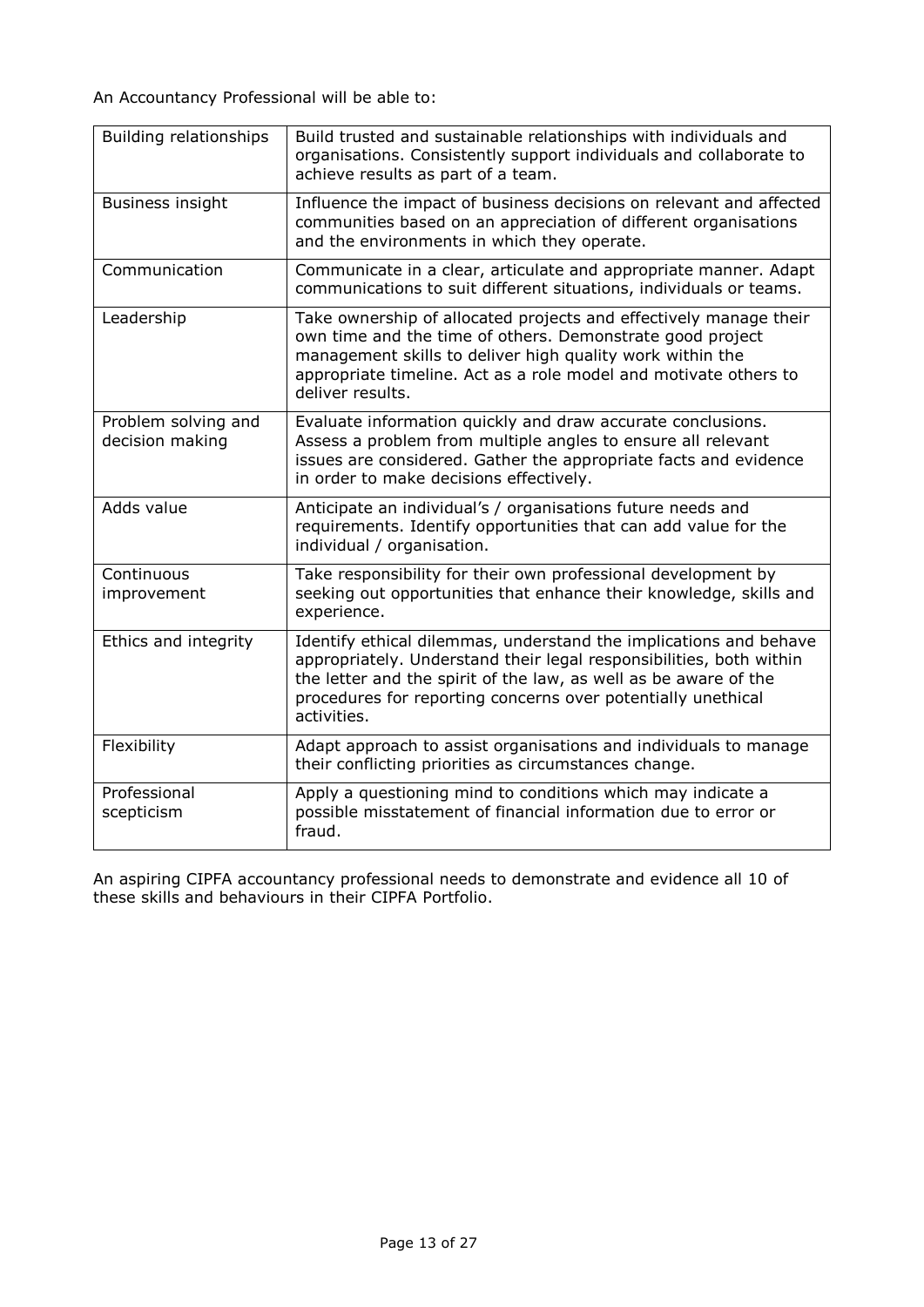An Accountancy Professional will be able to:

| | |
|---|---|
| Building relationships | Build trusted and sustainable relationships with individuals and organisations. Consistently support individuals and collaborate to achieve results as part of a team. |
| Business insight | Influence the impact of business decisions on relevant and affected communities based on an appreciation of different organisations and the environments in which they operate. |
| Communication | Communicate in a clear, articulate and appropriate manner. Adapt communications to suit different situations, individuals or teams. |
| Leadership | Take ownership of allocated projects and effectively manage their own time and the time of others. Demonstrate good project management skills to deliver high quality work within the appropriate timeline. Act as a role model and motivate others to deliver results. |
| Problem solving and decision making | Evaluate information quickly and draw accurate conclusions. Assess a problem from multiple angles to ensure all relevant issues are considered. Gather the appropriate facts and evidence in order to make decisions effectively. |
| Adds value | Anticipate an individual's / organisations future needs and requirements. Identify opportunities that can add value for the individual / organisation. |
| Continuous improvement | Take responsibility for their own professional development by seeking out opportunities that enhance their knowledge, skills and experience. |
| Ethics and integrity | Identify ethical dilemmas, understand the implications and behave appropriately. Understand their legal responsibilities, both within the letter and the spirit of the law, as well as be aware of the procedures for reporting concerns over potentially unethical activities. |
| Flexibility | Adapt approach to assist organisations and individuals to manage their conflicting priorities as circumstances change. |
| Professional scepticism | Apply a questioning mind to conditions which may indicate a possible misstatement of financial information due to error or fraud. |

An aspiring CIPFA accountancy professional needs to demonstrate and evidence all 10 of these skills and behaviours in their CIPFA Portfolio.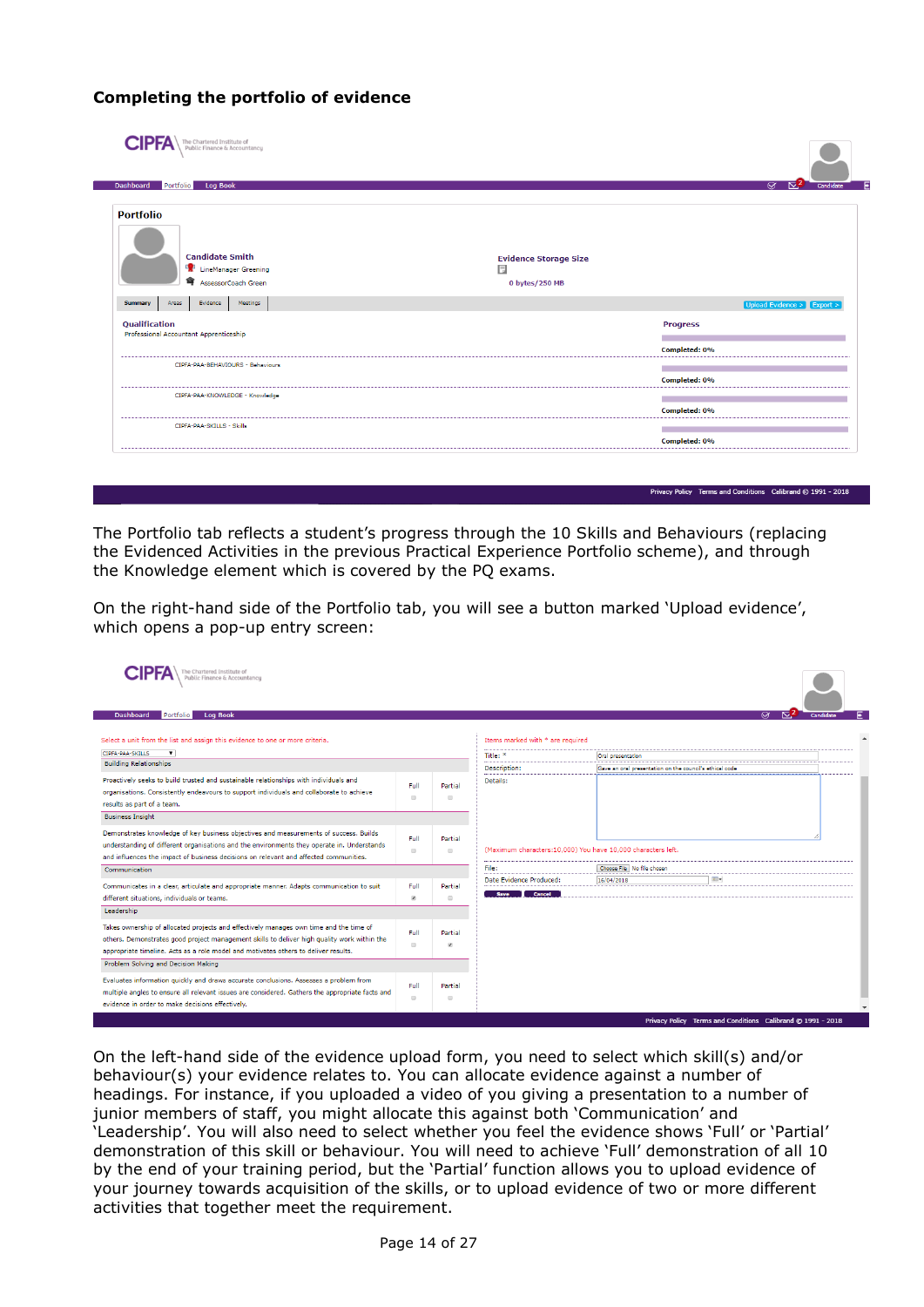## Completing the portfolio of evidence

The Portfolio tab reflects a student's progress through the 10 Skills and Behaviours (replacing the Evidenced Activities in the previous Practical Experience Portfolio scheme), and through the Knowledge element which is covered by the PQ exams.

On the right-hand side of the Portfolio tab, you will see a button marked 'Upload evidence', which opens a pop-up entry screen:

On the left-hand side of the evidence upload form, you need to select which skill(s) and/or behaviour(s) your evidence relates to. You can allocate evidence against a number of headings. For instance, if you uploaded a video of you giving a presentation to a number of junior members of staff, you might allocate this against both 'Communication' and 'Leadership'. You will also need to select whether you feel the evidence shows 'Full' or 'Partial' demonstration of this skill or behaviour. You will need to achieve 'Full' demonstration of all 10 by the end of your training period, but the 'Partial' function allows you to upload evidence of your journey towards acquisition of the skills, or to upload evidence of two or more different activities that together meet the requirement.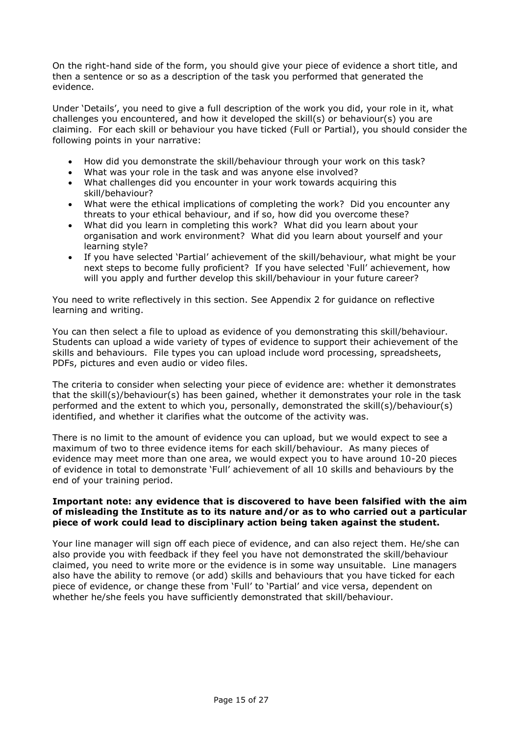On the right-hand side of the form, you should give your piece of evidence a short title, and then a sentence or so as a description of the task you performed that generated the evidence.

Under 'Details', you need to give a full description of the work you did, your role in it, what challenges you encountered, and how it developed the skill(s) or behaviour(s) you are claiming. For each skill or behaviour you have ticked (Full or Partial), you should consider the following points in your narrative:

- How did you demonstrate the skill/behaviour through your work on this task?
- What was your role in the task and was anyone else involved?
- What challenges did you encounter in your work towards acquiring this skill/behaviour?
- What were the ethical implications of completing the work? Did you encounter any threats to your ethical behaviour, and if so, how did you overcome these?
- What did you learn in completing this work? What did you learn about your organisation and work environment? What did you learn about yourself and your learning style?
- If you have selected 'Partial' achievement of the skill/behaviour, what might be your next steps to become fully proficient? If you have selected 'Full' achievement, how will you apply and further develop this skill/behaviour in your future career?

You need to write reflectively in this section. See Appendix 2 for guidance on reflective learning and writing.

You can then select a file to upload as evidence of you demonstrating this skill/behaviour. Students can upload a wide variety of types of evidence to support their achievement of the skills and behaviours. File types you can upload include word processing, spreadsheets, PDFs, pictures and even audio or video files.

The criteria to consider when selecting your piece of evidence are: whether it demonstrates that the skill(s)/behaviour(s) has been gained, whether it demonstrates your role in the task performed and the extent to which you, personally, demonstrated the skill(s)/behaviour(s) identified, and whether it clarifies what the outcome of the activity was.

There is no limit to the amount of evidence you can upload, but we would expect to see a maximum of two to three evidence items for each skill/behaviour. As many pieces of evidence may meet more than one area, we would expect you to have around 10-20 pieces of evidence in total to demonstrate 'Full' achievement of all 10 skills and behaviours by the end of your training period.

**Important note: any evidence that is discovered to have been falsified with the aim of misleading the Institute as to its nature and/or as to who carried out a particular piece of work could lead to disciplinary action being taken against the student.**

Your line manager will sign off each piece of evidence, and can also reject them. He/she can also provide you with feedback if they feel you have not demonstrated the skill/behaviour claimed, you need to write more or the evidence is in some way unsuitable. Line managers also have the ability to remove (or add) skills and behaviours that you have ticked for each piece of evidence, or change these from 'Full' to 'Partial' and vice versa, dependent on whether he/she feels you have sufficiently demonstrated that skill/behaviour.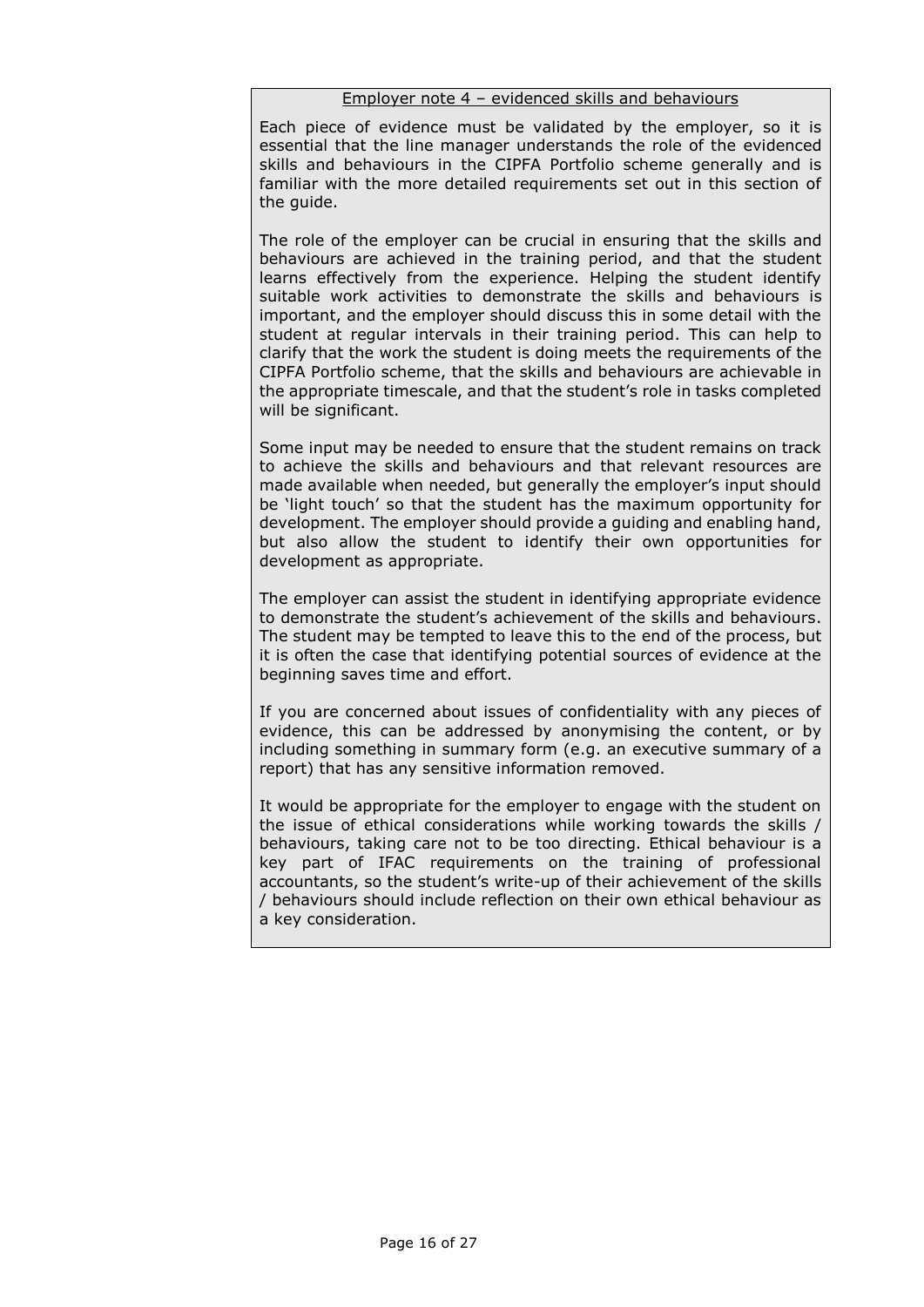Employer note 4 – evidenced skills and behaviours

Each piece of evidence must be validated by the employer, so it is essential that the line manager understands the role of the evidenced skills and behaviours in the CIPFA Portfolio scheme generally and is familiar with the more detailed requirements set out in this section of the guide.

The role of the employer can be crucial in ensuring that the skills and behaviours are achieved in the training period, and that the student learns effectively from the experience. Helping the student identify suitable work activities to demonstrate the skills and behaviours is important, and the employer should discuss this in some detail with the student at regular intervals in their training period. This can help to clarify that the work the student is doing meets the requirements of the CIPFA Portfolio scheme, that the skills and behaviours are achievable in the appropriate timescale, and that the student's role in tasks completed will be significant.

Some input may be needed to ensure that the student remains on track to achieve the skills and behaviours and that relevant resources are made available when needed, but generally the employer's input should be 'light touch' so that the student has the maximum opportunity for development. The employer should provide a guiding and enabling hand, but also allow the student to identify their own opportunities for development as appropriate.

The employer can assist the student in identifying appropriate evidence to demonstrate the student's achievement of the skills and behaviours. The student may be tempted to leave this to the end of the process, but it is often the case that identifying potential sources of evidence at the beginning saves time and effort.

If you are concerned about issues of confidentiality with any pieces of evidence, this can be addressed by anonymising the content, or by including something in summary form (e.g. an executive summary of a report) that has any sensitive information removed.

It would be appropriate for the employer to engage with the student on the issue of ethical considerations while working towards the skills / behaviours, taking care not to be too directing. Ethical behaviour is a key part of IFAC requirements on the training of professional accountants, so the student's write-up of their achievement of the skills / behaviours should include reflection on their own ethical behaviour as a key consideration.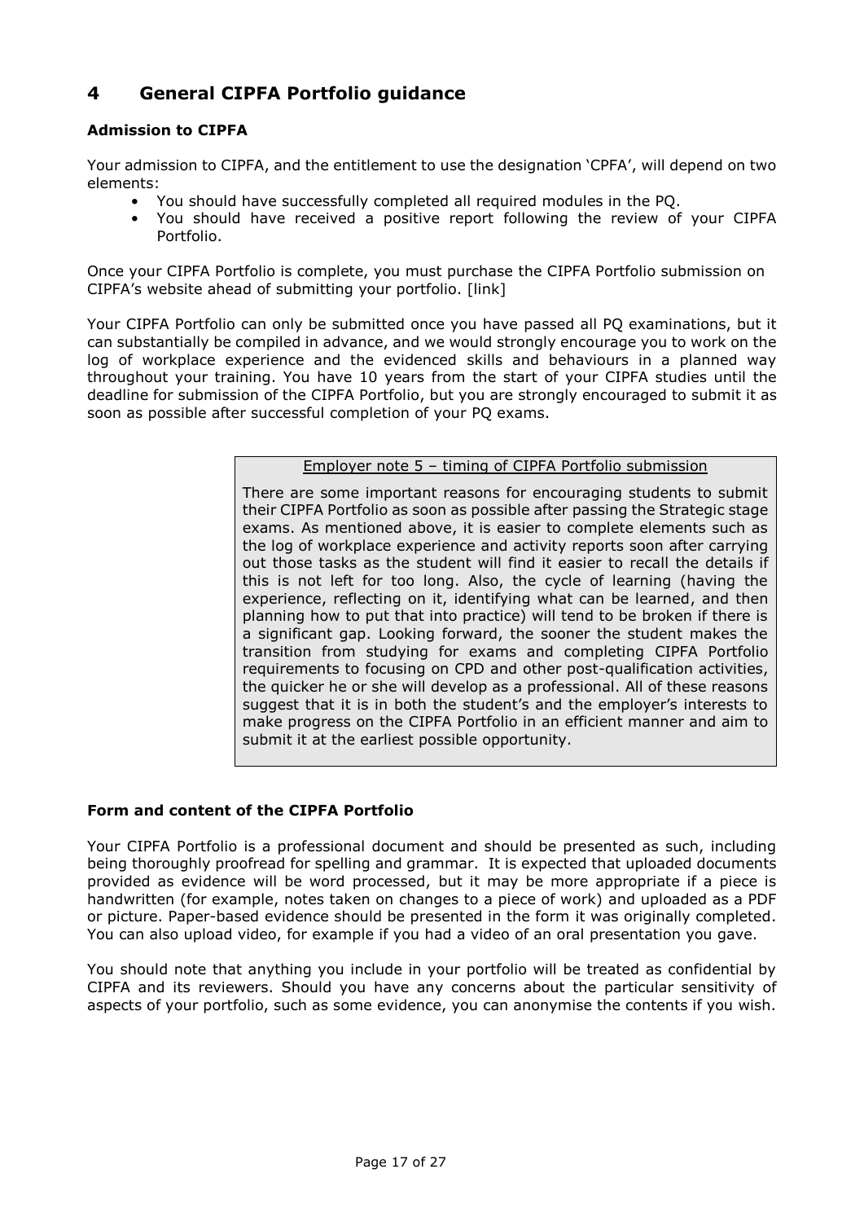## 4 General CIPFA Portfolio guidance

### Admission to CIPFA

Your admission to CIPFA, and the entitlement to use the designation 'CPFA', will depend on two elements:

- You should have successfully completed all required modules in the PQ.
- You should have received a positive report following the review of your CIPFA Portfolio.

Once your CIPFA Portfolio is complete, you must purchase the CIPFA Portfolio submission on CIPFA's website ahead of submitting your portfolio. [link]

Your CIPFA Portfolio can only be submitted once you have passed all PQ examinations, but it can substantially be compiled in advance, and we would strongly encourage you to work on the log of workplace experience and the evidenced skills and behaviours in a planned way throughout your training. You have 10 years from the start of your CIPFA studies until the deadline for submission of the CIPFA Portfolio, but you are strongly encouraged to submit it as soon as possible after successful completion of your PQ exams.

> <u>Employer note 5 – timing of CIPFA Portfolio submission</u>
>
> There are some important reasons for encouraging students to submit their CIPFA Portfolio as soon as possible after passing the Strategic stage exams. As mentioned above, it is easier to complete elements such as the log of workplace experience and activity reports soon after carrying out those tasks as the student will find it easier to recall the details if this is not left for too long. Also, the cycle of learning (having the experience, reflecting on it, identifying what can be learned, and then planning how to put that into practice) will tend to be broken if there is a significant gap. Looking forward, the sooner the student makes the transition from studying for exams and completing CIPFA Portfolio requirements to focusing on CPD and other post-qualification activities, the quicker he or she will develop as a professional. All of these reasons suggest that it is in both the student's and the employer's interests to make progress on the CIPFA Portfolio in an efficient manner and aim to submit it at the earliest possible opportunity.

### Form and content of the CIPFA Portfolio

Your CIPFA Portfolio is a professional document and should be presented as such, including being thoroughly proofread for spelling and grammar. It is expected that uploaded documents provided as evidence will be word processed, but it may be more appropriate if a piece is handwritten (for example, notes taken on changes to a piece of work) and uploaded as a PDF or picture. Paper-based evidence should be presented in the form it was originally completed. You can also upload video, for example if you had a video of an oral presentation you gave.

You should note that anything you include in your portfolio will be treated as confidential by CIPFA and its reviewers. Should you have any concerns about the particular sensitivity of aspects of your portfolio, such as some evidence, you can anonymise the contents if you wish.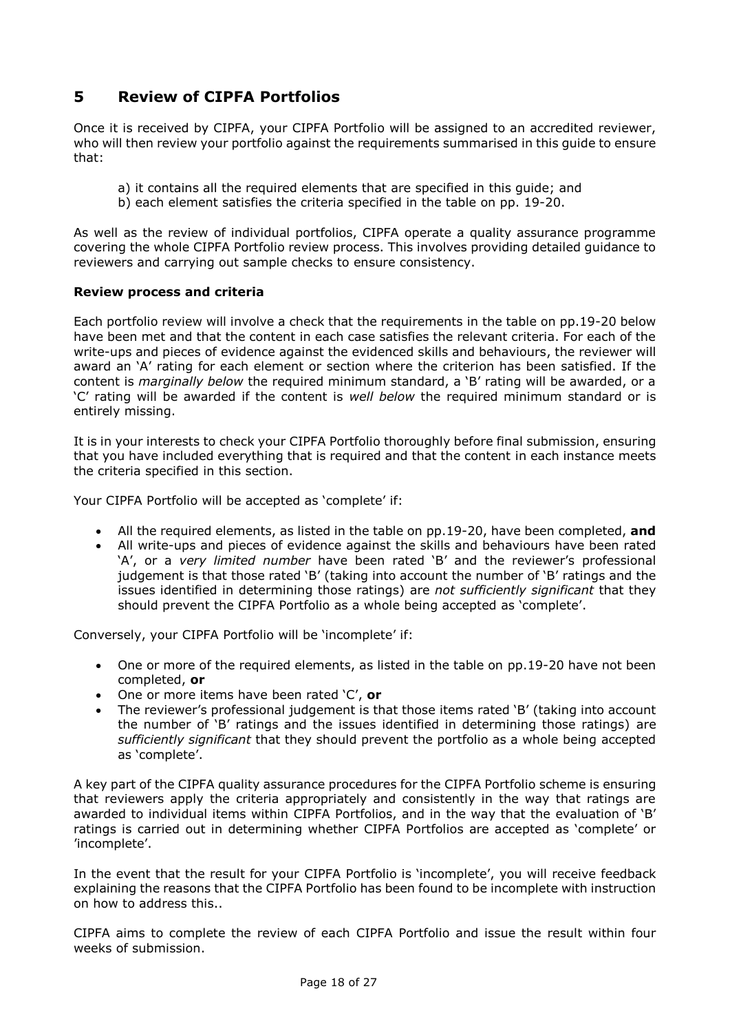## 5 Review of CIPFA Portfolios

Once it is received by CIPFA, your CIPFA Portfolio will be assigned to an accredited reviewer, who will then review your portfolio against the requirements summarised in this guide to ensure that:

a) it contains all the required elements that are specified in this guide; and
b) each element satisfies the criteria specified in the table on pp. 19-20.

As well as the review of individual portfolios, CIPFA operate a quality assurance programme covering the whole CIPFA Portfolio review process. This involves providing detailed guidance to reviewers and carrying out sample checks to ensure consistency.

**Review process and criteria**

Each portfolio review will involve a check that the requirements in the table on pp.19-20 below have been met and that the content in each case satisfies the relevant criteria. For each of the write-ups and pieces of evidence against the evidenced skills and behaviours, the reviewer will award an 'A' rating for each element or section where the criterion has been satisfied. If the content is *marginally below* the required minimum standard, a 'B' rating will be awarded, or a 'C' rating will be awarded if the content is *well below* the required minimum standard or is entirely missing.

It is in your interests to check your CIPFA Portfolio thoroughly before final submission, ensuring that you have included everything that is required and that the content in each instance meets the criteria specified in this section.

Your CIPFA Portfolio will be accepted as 'complete' if:

- All the required elements, as listed in the table on pp.19-20, have been completed, **and**
- All write-ups and pieces of evidence against the skills and behaviours have been rated 'A', or a *very limited number* have been rated 'B' and the reviewer's professional judgement is that those rated 'B' (taking into account the number of 'B' ratings and the issues identified in determining those ratings) are *not sufficiently significant* that they should prevent the CIPFA Portfolio as a whole being accepted as 'complete'.

Conversely, your CIPFA Portfolio will be 'incomplete' if:

- One or more of the required elements, as listed in the table on pp.19-20 have not been completed, **or**
- One or more items have been rated 'C', **or**
- The reviewer's professional judgement is that those items rated 'B' (taking into account the number of 'B' ratings and the issues identified in determining those ratings) are *sufficiently significant* that they should prevent the portfolio as a whole being accepted as 'complete'.

A key part of the CIPFA quality assurance procedures for the CIPFA Portfolio scheme is ensuring that reviewers apply the criteria appropriately and consistently in the way that ratings are awarded to individual items within CIPFA Portfolios, and in the way that the evaluation of 'B' ratings is carried out in determining whether CIPFA Portfolios are accepted as 'complete' or 'incomplete'.

In the event that the result for your CIPFA Portfolio is 'incomplete', you will receive feedback explaining the reasons that the CIPFA Portfolio has been found to be incomplete with instruction on how to address this..

CIPFA aims to complete the review of each CIPFA Portfolio and issue the result within four weeks of submission.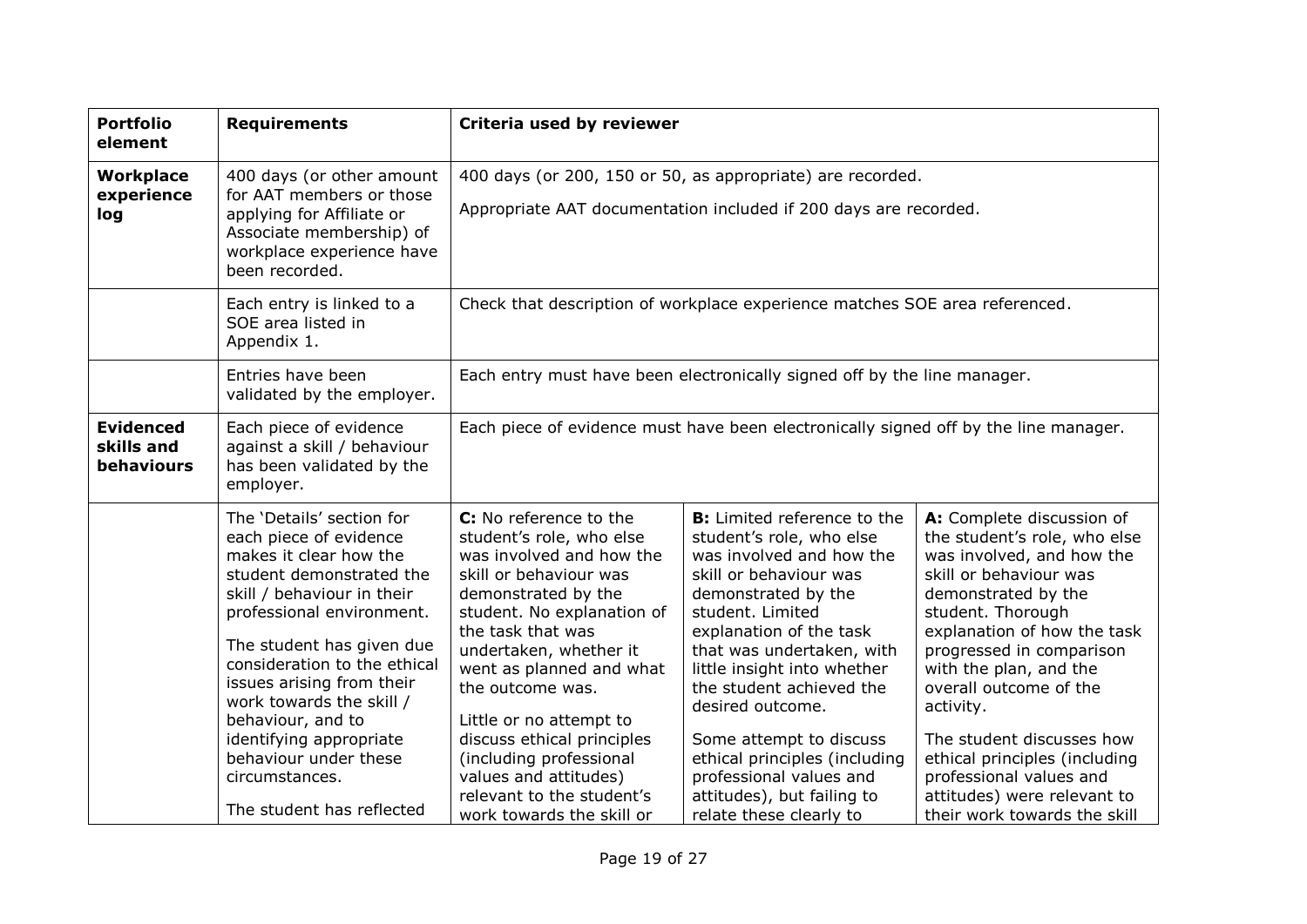| Portfolio element | Requirements | Criteria used by reviewer | | |
|---|---|---|---|---|
| **Workplace experience log** | 400 days (or other amount for AAT members or those applying for Affiliate or Associate membership) of workplace experience have been recorded. | 400 days (or 200, 150 or 50, as appropriate) are recorded.<br><br>Appropriate AAT documentation included if 200 days are recorded. | | |
| | Each entry is linked to a SOE area listed in Appendix 1. | Check that description of workplace experience matches SOE area referenced. | | |
| | Entries have been validated by the employer. | Each entry must have been electronically signed off by the line manager. | | |
| **Evidenced skills and behaviours** | Each piece of evidence against a skill / behaviour has been validated by the employer. | Each piece of evidence must have been electronically signed off by the line manager. | | |
| | The 'Details' section for each piece of evidence makes it clear how the student demonstrated the skill / behaviour in their professional environment.<br><br>The student has given due consideration to the ethical issues arising from their work towards the skill / behaviour, and to identifying appropriate behaviour under these circumstances.<br><br>The student has reflected | **C:** No reference to the student's role, who else was involved and how the skill or behaviour was demonstrated by the student. No explanation of the task that was undertaken, whether it went as planned and what the outcome was.<br><br>Little or no attempt to discuss ethical principles (including professional values and attitudes) relevant to the student's work towards the skill or | **B:** Limited reference to the student's role, who else was involved and how the skill or behaviour was demonstrated by the student. Limited explanation of the task that was undertaken, with little insight into whether the student achieved the desired outcome.<br><br>Some attempt to discuss ethical principles (including professional values and attitudes), but failing to relate these clearly to | **A:** Complete discussion of the student's role, who else was involved, and how the skill or behaviour was demonstrated by the student. Thorough explanation of how the task progressed in comparison with the plan, and the overall outcome of the activity.<br><br>The student discusses how ethical principles (including professional values and attitudes) were relevant to their work towards the skill |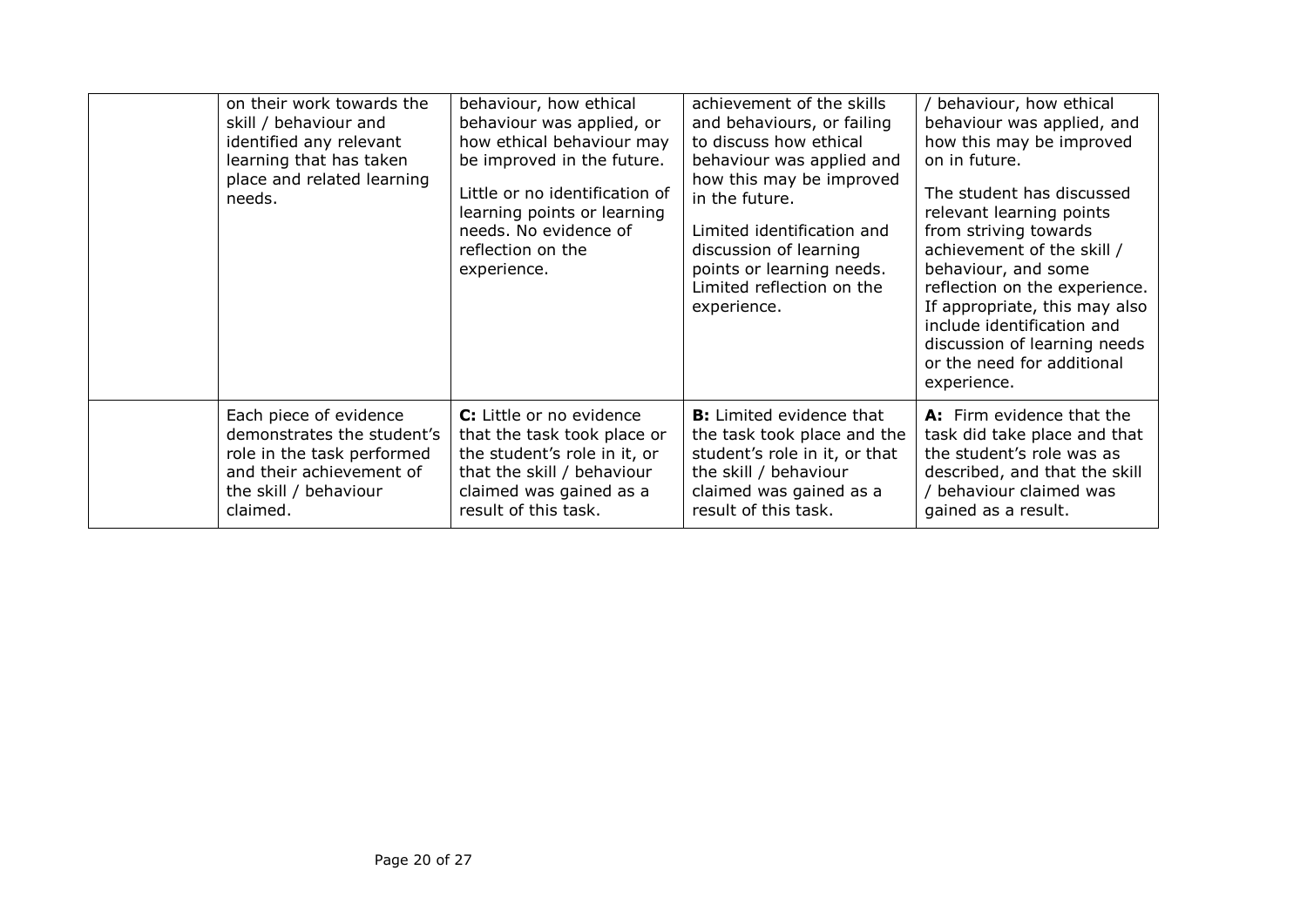| | | | | |
|---|---|---|---|---|
| | on their work towards the skill / behaviour and identified any relevant learning that has taken place and related learning needs. | behaviour, how ethical behaviour was applied, or how ethical behaviour may be improved in the future.<br><br>Little or no identification of learning points or learning needs. No evidence of reflection on the experience. | achievement of the skills and behaviours, or failing to discuss how ethical behaviour was applied and how this may be improved in the future.<br><br>Limited identification and discussion of learning points or learning needs. Limited reflection on the experience. | / behaviour, how ethical behaviour was applied, and how this may be improved on in future.<br><br>The student has discussed relevant learning points from striving towards achievement of the skill / behaviour, and some reflection on the experience. If appropriate, this may also include identification and discussion of learning needs or the need for additional experience. |
| | Each piece of evidence demonstrates the student's role in the task performed and their achievement of the skill / behaviour claimed. | **C:** Little or no evidence that the task took place or the student's role in it, or that the skill / behaviour claimed was gained as a result of this task. | **B:** Limited evidence that the task took place and the student's role in it, or that the skill / behaviour claimed was gained as a result of this task. | **A:** Firm evidence that the task did take place and that the student's role was as described, and that the skill / behaviour claimed was gained as a result. |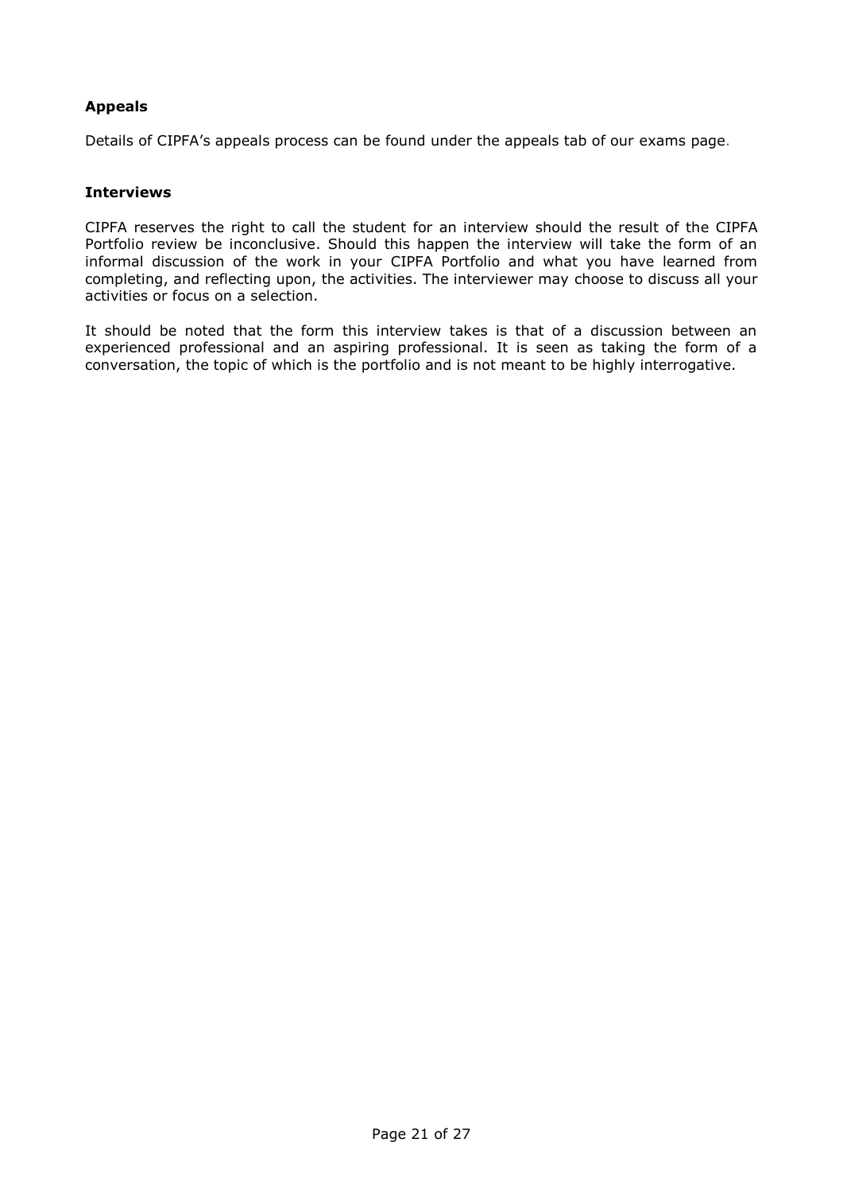### Appeals

Details of CIPFA's appeals process can be found under the appeals tab of our exams page.

### Interviews

CIPFA reserves the right to call the student for an interview should the result of the CIPFA Portfolio review be inconclusive. Should this happen the interview will take the form of an informal discussion of the work in your CIPFA Portfolio and what you have learned from completing, and reflecting upon, the activities. The interviewer may choose to discuss all your activities or focus on a selection.

It should be noted that the form this interview takes is that of a discussion between an experienced professional and an aspiring professional. It is seen as taking the form of a conversation, the topic of which is the portfolio and is not meant to be highly interrogative.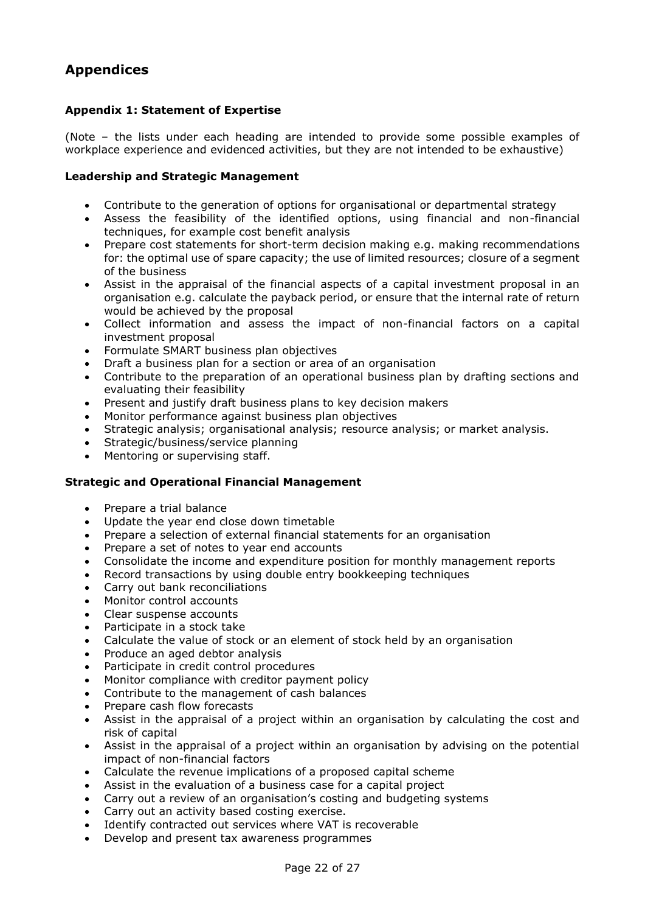# Appendices

### Appendix 1: Statement of Expertise

(Note – the lists under each heading are intended to provide some possible examples of workplace experience and evidenced activities, but they are not intended to be exhaustive)

#### Leadership and Strategic Management

- Contribute to the generation of options for organisational or departmental strategy
- Assess the feasibility of the identified options, using financial and non-financial techniques, for example cost benefit analysis
- Prepare cost statements for short-term decision making e.g. making recommendations for: the optimal use of spare capacity; the use of limited resources; closure of a segment of the business
- Assist in the appraisal of the financial aspects of a capital investment proposal in an organisation e.g. calculate the payback period, or ensure that the internal rate of return would be achieved by the proposal
- Collect information and assess the impact of non-financial factors on a capital investment proposal
- Formulate SMART business plan objectives
- Draft a business plan for a section or area of an organisation
- Contribute to the preparation of an operational business plan by drafting sections and evaluating their feasibility
- Present and justify draft business plans to key decision makers
- Monitor performance against business plan objectives
- Strategic analysis; organisational analysis; resource analysis; or market analysis.
- Strategic/business/service planning
- Mentoring or supervising staff.

#### Strategic and Operational Financial Management

- Prepare a trial balance
- Update the year end close down timetable
- Prepare a selection of external financial statements for an organisation
- Prepare a set of notes to year end accounts
- Consolidate the income and expenditure position for monthly management reports
- Record transactions by using double entry bookkeeping techniques
- Carry out bank reconciliations
- Monitor control accounts
- Clear suspense accounts
- Participate in a stock take
- Calculate the value of stock or an element of stock held by an organisation
- Produce an aged debtor analysis
- Participate in credit control procedures
- Monitor compliance with creditor payment policy
- Contribute to the management of cash balances
- Prepare cash flow forecasts
- Assist in the appraisal of a project within an organisation by calculating the cost and risk of capital
- Assist in the appraisal of a project within an organisation by advising on the potential impact of non-financial factors
- Calculate the revenue implications of a proposed capital scheme
- Assist in the evaluation of a business case for a capital project
- Carry out a review of an organisation's costing and budgeting systems
- Carry out an activity based costing exercise.
- Identify contracted out services where VAT is recoverable
- Develop and present tax awareness programmes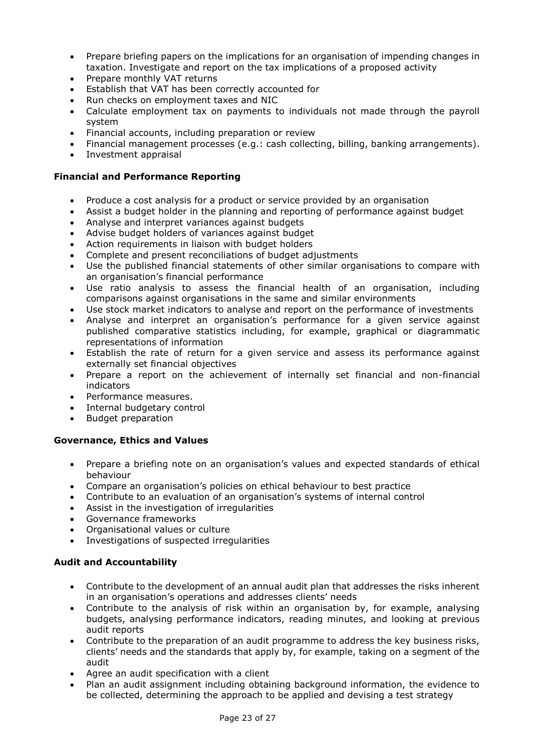- Prepare briefing papers on the implications for an organisation of impending changes in taxation. Investigate and report on the tax implications of a proposed activity
- Prepare monthly VAT returns
- Establish that VAT has been correctly accounted for
- Run checks on employment taxes and NIC
- Calculate employment tax on payments to individuals not made through the payroll system
- Financial accounts, including preparation or review
- Financial management processes (e.g.: cash collecting, billing, banking arrangements).
- Investment appraisal

**Financial and Performance Reporting**

- Produce a cost analysis for a product or service provided by an organisation
- Assist a budget holder in the planning and reporting of performance against budget
- Analyse and interpret variances against budgets
- Advise budget holders of variances against budget
- Action requirements in liaison with budget holders
- Complete and present reconciliations of budget adjustments
- Use the published financial statements of other similar organisations to compare with an organisation's financial performance
- Use ratio analysis to assess the financial health of an organisation, including comparisons against organisations in the same and similar environments
- Use stock market indicators to analyse and report on the performance of investments
- Analyse and interpret an organisation's performance for a given service against published comparative statistics including, for example, graphical or diagrammatic representations of information
- Establish the rate of return for a given service and assess its performance against externally set financial objectives
- Prepare a report on the achievement of internally set financial and non-financial indicators
- Performance measures.
- Internal budgetary control
- Budget preparation

**Governance, Ethics and Values**

- Prepare a briefing note on an organisation's values and expected standards of ethical behaviour
- Compare an organisation's policies on ethical behaviour to best practice
- Contribute to an evaluation of an organisation's systems of internal control
- Assist in the investigation of irregularities
- Governance frameworks
- Organisational values or culture
- Investigations of suspected irregularities

**Audit and Accountability**

- Contribute to the development of an annual audit plan that addresses the risks inherent in an organisation's operations and addresses clients' needs
- Contribute to the analysis of risk within an organisation by, for example, analysing budgets, analysing performance indicators, reading minutes, and looking at previous audit reports
- Contribute to the preparation of an audit programme to address the key business risks, clients' needs and the standards that apply by, for example, taking on a segment of the audit
- Agree an audit specification with a client
- Plan an audit assignment including obtaining background information, the evidence to be collected, determining the approach to be applied and devising a test strategy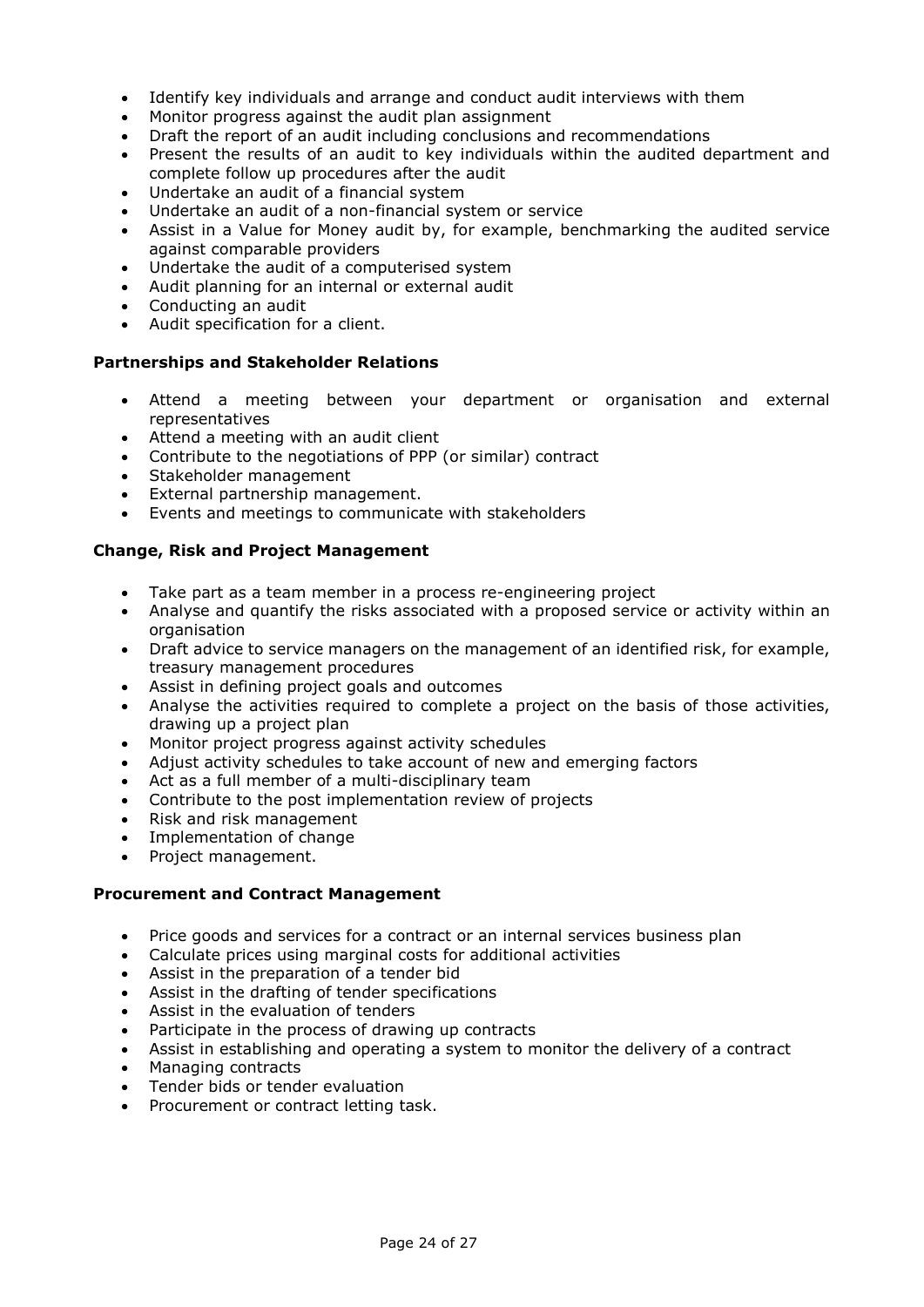- Identify key individuals and arrange and conduct audit interviews with them
- Monitor progress against the audit plan assignment
- Draft the report of an audit including conclusions and recommendations
- Present the results of an audit to key individuals within the audited department and complete follow up procedures after the audit
- Undertake an audit of a financial system
- Undertake an audit of a non-financial system or service
- Assist in a Value for Money audit by, for example, benchmarking the audited service against comparable providers
- Undertake the audit of a computerised system
- Audit planning for an internal or external audit
- Conducting an audit
- Audit specification for a client.

**Partnerships and Stakeholder Relations**

- Attend a meeting between your department or organisation and external representatives
- Attend a meeting with an audit client
- Contribute to the negotiations of PPP (or similar) contract
- Stakeholder management
- External partnership management.
- Events and meetings to communicate with stakeholders

**Change, Risk and Project Management**

- Take part as a team member in a process re-engineering project
- Analyse and quantify the risks associated with a proposed service or activity within an organisation
- Draft advice to service managers on the management of an identified risk, for example, treasury management procedures
- Assist in defining project goals and outcomes
- Analyse the activities required to complete a project on the basis of those activities, drawing up a project plan
- Monitor project progress against activity schedules
- Adjust activity schedules to take account of new and emerging factors
- Act as a full member of a multi-disciplinary team
- Contribute to the post implementation review of projects
- Risk and risk management
- Implementation of change
- Project management.

**Procurement and Contract Management**

- Price goods and services for a contract or an internal services business plan
- Calculate prices using marginal costs for additional activities
- Assist in the preparation of a tender bid
- Assist in the drafting of tender specifications
- Assist in the evaluation of tenders
- Participate in the process of drawing up contracts
- Assist in establishing and operating a system to monitor the delivery of a contract
- Managing contracts
- Tender bids or tender evaluation
- Procurement or contract letting task.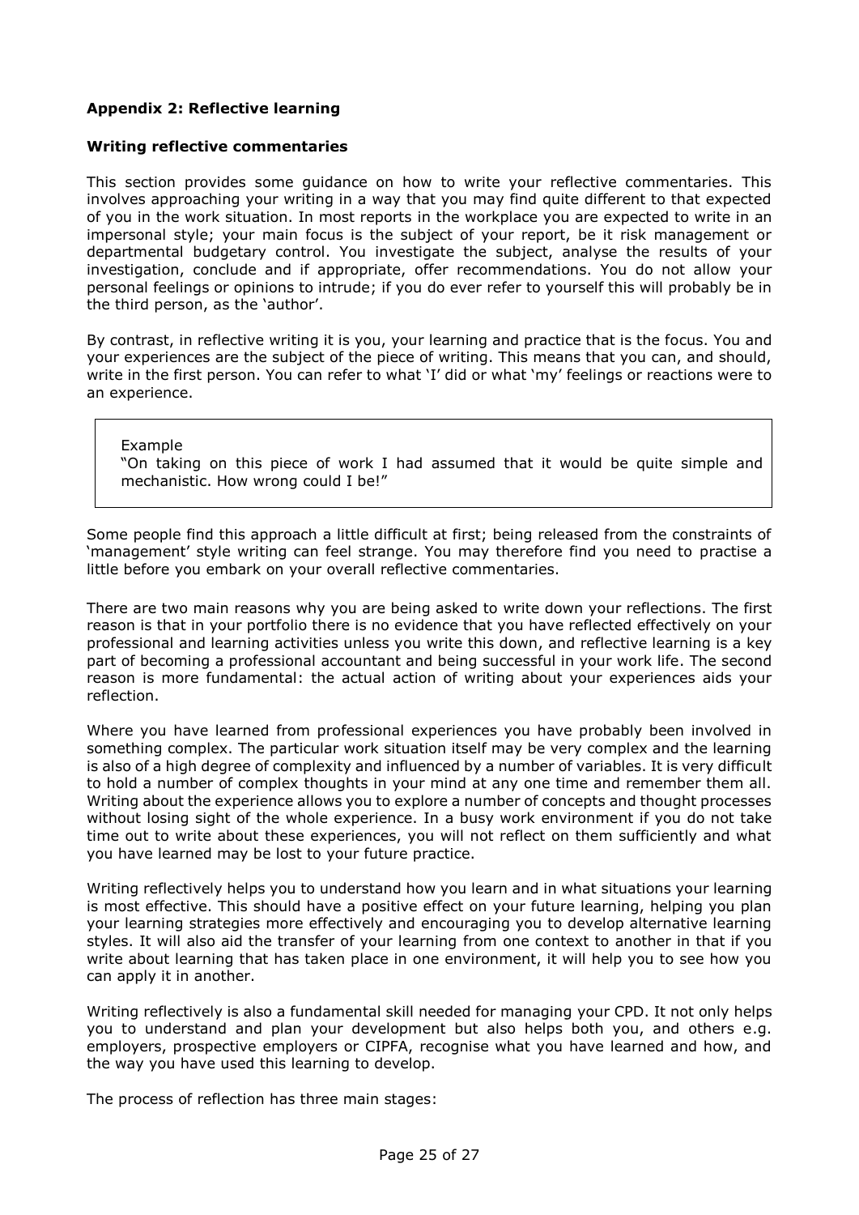**Appendix 2: Reflective learning**

**Writing reflective commentaries**

This section provides some guidance on how to write your reflective commentaries. This involves approaching your writing in a way that you may find quite different to that expected of you in the work situation. In most reports in the workplace you are expected to write in an impersonal style; your main focus is the subject of your report, be it risk management or departmental budgetary control. You investigate the subject, analyse the results of your investigation, conclude and if appropriate, offer recommendations. You do not allow your personal feelings or opinions to intrude; if you do ever refer to yourself this will probably be in the third person, as the 'author'.

By contrast, in reflective writing it is you, your learning and practice that is the focus. You and your experiences are the subject of the piece of writing. This means that you can, and should, write in the first person. You can refer to what 'I' did or what 'my' feelings or reactions were to an experience.

> Example
> "On taking on this piece of work I had assumed that it would be quite simple and mechanistic. How wrong could I be!"

Some people find this approach a little difficult at first; being released from the constraints of 'management' style writing can feel strange. You may therefore find you need to practise a little before you embark on your overall reflective commentaries.

There are two main reasons why you are being asked to write down your reflections. The first reason is that in your portfolio there is no evidence that you have reflected effectively on your professional and learning activities unless you write this down, and reflective learning is a key part of becoming a professional accountant and being successful in your work life. The second reason is more fundamental: the actual action of writing about your experiences aids your reflection.

Where you have learned from professional experiences you have probably been involved in something complex. The particular work situation itself may be very complex and the learning is also of a high degree of complexity and influenced by a number of variables. It is very difficult to hold a number of complex thoughts in your mind at any one time and remember them all. Writing about the experience allows you to explore a number of concepts and thought processes without losing sight of the whole experience. In a busy work environment if you do not take time out to write about these experiences, you will not reflect on them sufficiently and what you have learned may be lost to your future practice.

Writing reflectively helps you to understand how you learn and in what situations your learning is most effective. This should have a positive effect on your future learning, helping you plan your learning strategies more effectively and encouraging you to develop alternative learning styles. It will also aid the transfer of your learning from one context to another in that if you write about learning that has taken place in one environment, it will help you to see how you can apply it in another.

Writing reflectively is also a fundamental skill needed for managing your CPD. It not only helps you to understand and plan your development but also helps both you, and others e.g. employers, prospective employers or CIPFA, recognise what you have learned and how, and the way you have used this learning to develop.

The process of reflection has three main stages: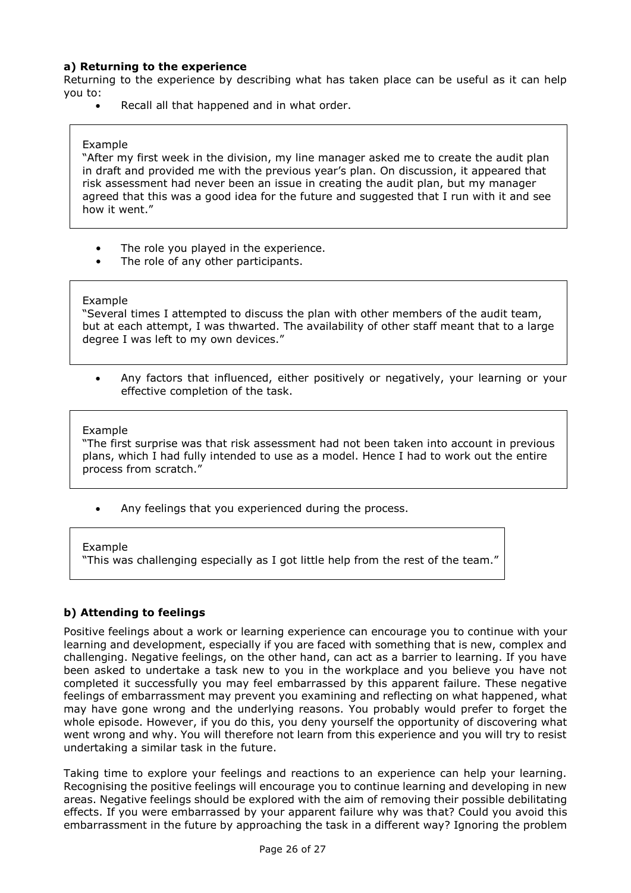**a) Returning to the experience**

Returning to the experience by describing what has taken place can be useful as it can help you to:

- Recall all that happened and in what order.

> Example
>
> "After my first week in the division, my line manager asked me to create the audit plan in draft and provided me with the previous year's plan. On discussion, it appeared that risk assessment had never been an issue in creating the audit plan, but my manager agreed that this was a good idea for the future and suggested that I run with it and see how it went."

- The role you played in the experience.
- The role of any other participants.

> Example
>
> "Several times I attempted to discuss the plan with other members of the audit team, but at each attempt, I was thwarted. The availability of other staff meant that to a large degree I was left to my own devices."

- Any factors that influenced, either positively or negatively, your learning or your effective completion of the task.

> Example
>
> "The first surprise was that risk assessment had not been taken into account in previous plans, which I had fully intended to use as a model. Hence I had to work out the entire process from scratch."

- Any feelings that you experienced during the process.

> Example
>
> "This was challenging especially as I got little help from the rest of the team."

**b) Attending to feelings**

Positive feelings about a work or learning experience can encourage you to continue with your learning and development, especially if you are faced with something that is new, complex and challenging. Negative feelings, on the other hand, can act as a barrier to learning. If you have been asked to undertake a task new to you in the workplace and you believe you have not completed it successfully you may feel embarrassed by this apparent failure. These negative feelings of embarrassment may prevent you examining and reflecting on what happened, what may have gone wrong and the underlying reasons. You probably would prefer to forget the whole episode. However, if you do this, you deny yourself the opportunity of discovering what went wrong and why. You will therefore not learn from this experience and you will try to resist undertaking a similar task in the future.

Taking time to explore your feelings and reactions to an experience can help your learning. Recognising the positive feelings will encourage you to continue learning and developing in new areas. Negative feelings should be explored with the aim of removing their possible debilitating effects. If you were embarrassed by your apparent failure why was that? Could you avoid this embarrassment in the future by approaching the task in a different way? Ignoring the problem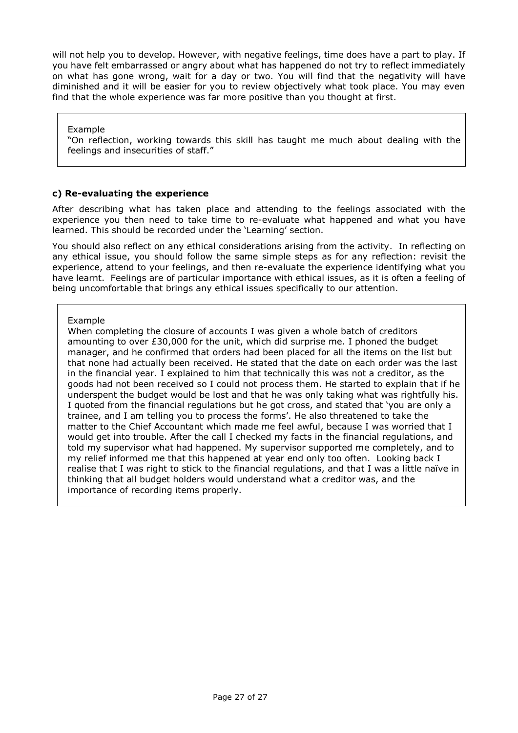will not help you to develop. However, with negative feelings, time does have a part to play. If you have felt embarrassed or angry about what has happened do not try to reflect immediately on what has gone wrong, wait for a day or two. You will find that the negativity will have diminished and it will be easier for you to review objectively what took place. You may even find that the whole experience was far more positive than you thought at first.

> Example
>
> "On reflection, working towards this skill has taught me much about dealing with the feelings and insecurities of staff."

### c) Re-evaluating the experience

After describing what has taken place and attending to the feelings associated with the experience you then need to take time to re-evaluate what happened and what you have learned. This should be recorded under the 'Learning' section.

You should also reflect on any ethical considerations arising from the activity. In reflecting on any ethical issue, you should follow the same simple steps as for any reflection: revisit the experience, attend to your feelings, and then re-evaluate the experience identifying what you have learnt. Feelings are of particular importance with ethical issues, as it is often a feeling of being uncomfortable that brings any ethical issues specifically to our attention.

> Example
>
> When completing the closure of accounts I was given a whole batch of creditors amounting to over £30,000 for the unit, which did surprise me. I phoned the budget manager, and he confirmed that orders had been placed for all the items on the list but that none had actually been received. He stated that the date on each order was the last in the financial year. I explained to him that technically this was not a creditor, as the goods had not been received so I could not process them. He started to explain that if he underspent the budget would be lost and that he was only taking what was rightfully his. I quoted from the financial regulations but he got cross, and stated that 'you are only a trainee, and I am telling you to process the forms'. He also threatened to take the matter to the Chief Accountant which made me feel awful, because I was worried that I would get into trouble. After the call I checked my facts in the financial regulations, and told my supervisor what had happened. My supervisor supported me completely, and to my relief informed me that this happened at year end only too often. Looking back I realise that I was right to stick to the financial regulations, and that I was a little naïve in thinking that all budget holders would understand what a creditor was, and the importance of recording items properly.